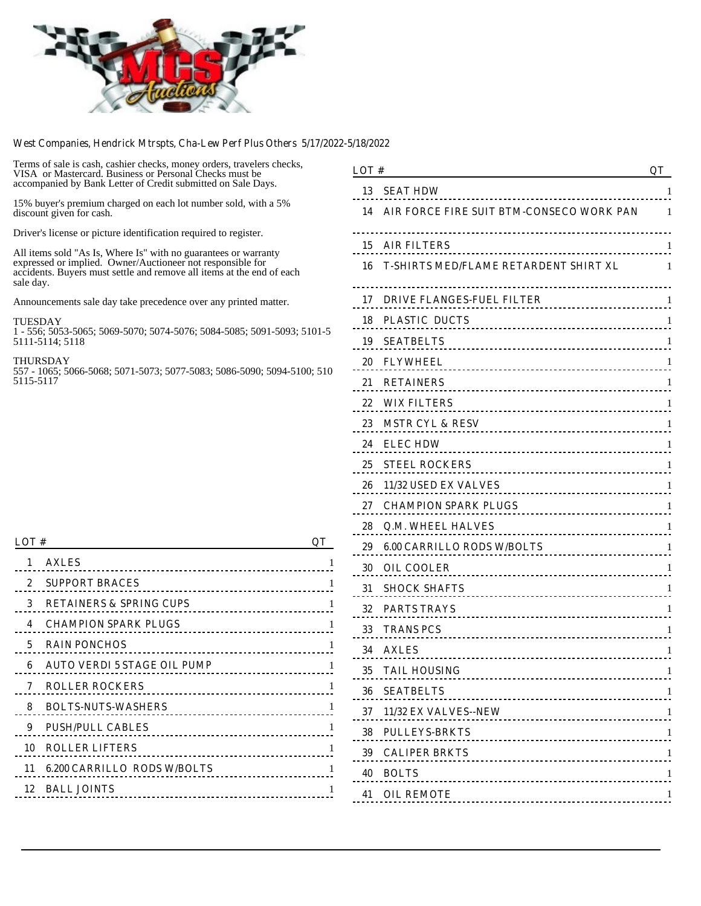West Companies, Hendrick Mtrspts, Cha-Lew Perf Plus Others 5/17/2022-5/18/2022

Terms of sale is cash, cashier checks, money orders, travelers checks, VISA or Mastercard. Business or Personal Checks must be accompanied by Bank Letter of Credit submitted on Sale Days.

15% buyer's premium charged on each lot number sold, with a 5% discount given for cash.

Driver's license or picture identification required to register.

All items sold "As Is, Where Is" with no guarantees or warranty expressed or implied. Owner/Auctioneer not responsible for accidents. Buyers must settle and remove all items at the end of each sale day.

Announcements sale day take precedence over any printed matter.

TUESDAY
1 - 556; 5053-5065; 5069-5070; 5074-5076; 5084-5085; 5091-5093; 5101-5 5111-5114; 5118

THURSDAY
557 - 1065; 5066-5068; 5071-5073; 5077-5083; 5086-5090; 5094-5100; 510 5115-5117

| LOT # | | QT |
|---|---|---|
| 1 | AXLES | 1 |
| 2 | SUPPORT BRACES | 1 |
| 3 | RETAINERS & SPRING CUPS | 1 |
| 4 | CHAMPION SPARK PLUGS | 1 |
| 5 | RAIN PONCHOS | 1 |
| 6 | AUTO VERDI 5 STAGE OIL PUMP | 1 |
| 7 | ROLLER ROCKERS | 1 |
| 8 | BOLTS-NUTS-WASHERS | 1 |
| 9 | PUSH/PULL CABLES | 1 |
| 10 | ROLLER LIFTERS | 1 |
| 11 | 6.200 CARRILLO RODS W/BOLTS | 1 |
| 12 | BALL JOINTS | 1 |
| 13 | SEAT HDW | 1 |
| 14 | AIR FORCE FIRE SUIT BTM-CONSECO WORK PAN | 1 |
| 15 | AIR FILTERS | 1 |
| 16 | T-SHIRTS MED/FLAME RETARDENT SHIRT XL | 1 |
| 17 | DRIVE FLANGES-FUEL FILTER | 1 |
| 18 | PLASTIC DUCTS | 1 |
| 19 | SEATBELTS | 1 |
| 20 | FLYWHEEL | 1 |
| 21 | RETAINERS | 1 |
| 22 | WIX FILTERS | 1 |
| 23 | MSTR CYL & RESV | 1 |
| 24 | ELEC HDW | 1 |
| 25 | STEEL ROCKERS | 1 |
| 26 | 11/32 USED EX VALVES | 1 |
| 27 | CHAMPION SPARK PLUGS | 1 |
| 28 | Q.M. WHEEL HALVES | 1 |
| 29 | 6.00 CARRILLO RODS W/BOLTS | 1 |
| 30 | OIL COOLER | 1 |
| 31 | SHOCK SHAFTS | 1 |
| 32 | PARTS TRAYS | 1 |
| 33 | TRANS PCS | 1 |
| 34 | AXLES | 1 |
| 35 | TAIL HOUSING | 1 |
| 36 | SEATBELTS | 1 |
| 37 | 11/32 EX VALVES--NEW | 1 |
| 38 | PULLEYS-BRKTS | 1 |
| 39 | CALIPER BRKTS | 1 |
| 40 | BOLTS | 1 |
| 41 | OIL REMOTE | 1 |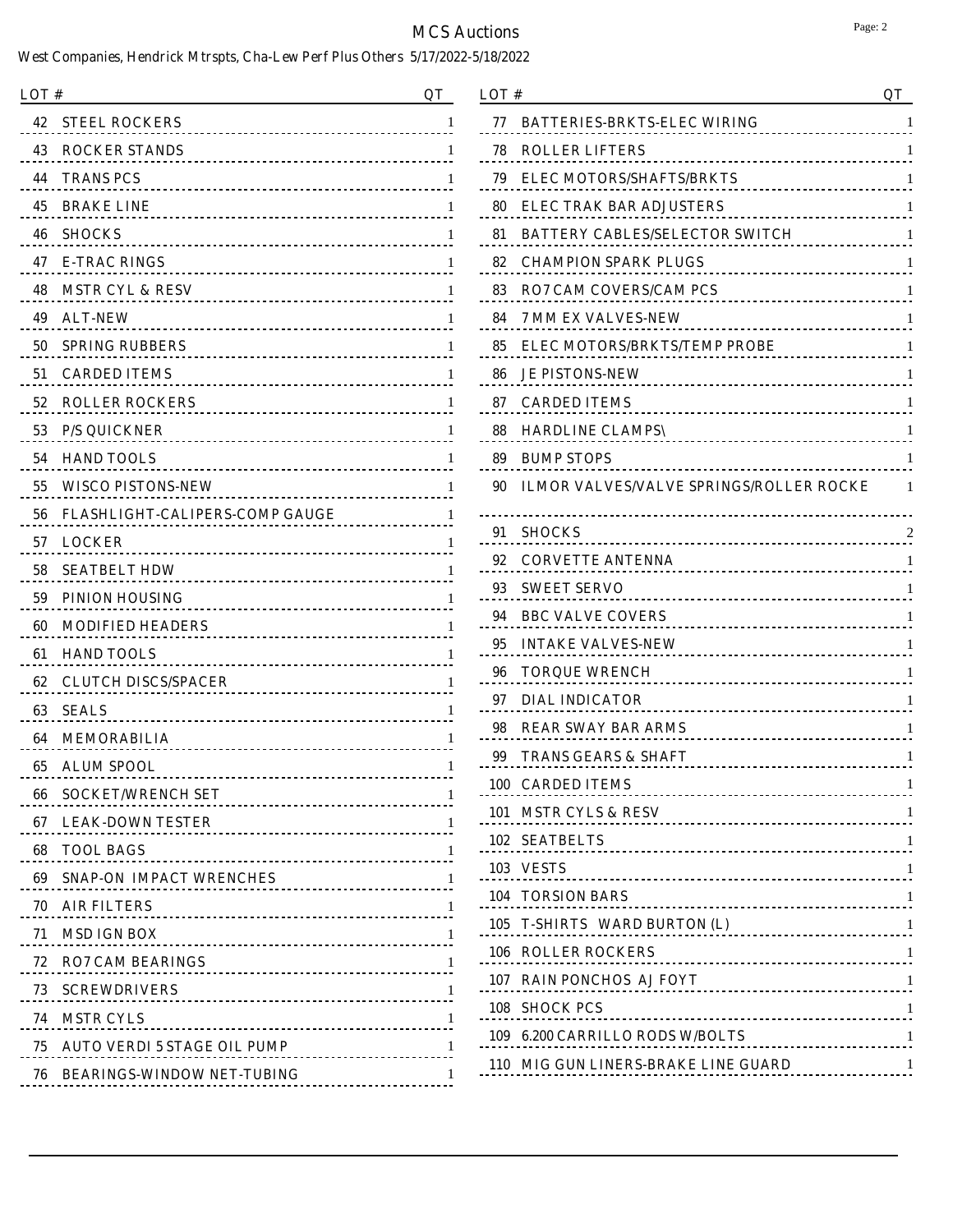# MCS Auctions

West Companies, Hendrick Mtrspts, Cha-Lew Perf Plus Others 5/17/2022-5/18/2022

| LOT # | | QT |
|---|---|---|
| 42 | STEEL ROCKERS | 1 |
| 43 | ROCKER STANDS | 1 |
| 44 | TRANS PCS | 1 |
| 45 | BRAKE LINE | 1 |
| 46 | SHOCKS | 1 |
| 47 | E-TRAC RINGS | 1 |
| 48 | MSTR CYL & RESV | 1 |
| 49 | ALT-NEW | 1 |
| 50 | SPRING RUBBERS | 1 |
| 51 | CARDED ITEMS | 1 |
| 52 | ROLLER ROCKERS | 1 |
| 53 | P/S QUICKNER | 1 |
| 54 | HAND TOOLS | 1 |
| 55 | WISCO PISTONS-NEW | 1 |
| 56 | FLASHLIGHT-CALIPERS-COMP GAUGE | 1 |
| 57 | LOCKER | 1 |
| 58 | SEATBELT HDW | 1 |
| 59 | PINION HOUSING | 1 |
| 60 | MODIFIED HEADERS | 1 |
| 61 | HAND TOOLS | 1 |
| 62 | CLUTCH DISCS/SPACER | 1 |
| 63 | SEALS | 1 |
| 64 | MEMORABILIA | 1 |
| 65 | ALUM SPOOL | 1 |
| 66 | SOCKET/WRENCH SET | 1 |
| 67 | LEAK-DOWN TESTER | 1 |
| 68 | TOOL BAGS | 1 |
| 69 | SNAP-ON IMPACT WRENCHES | 1 |
| 70 | AIR FILTERS | 1 |
| 71 | MSD IGN BOX | 1 |
| 72 | RO7 CAM BEARINGS | 1 |
| 73 | SCREWDRIVERS | 1 |
| 74 | MSTR CYLS | 1 |
| 75 | AUTO VERDI 5 STAGE OIL PUMP | 1 |
| 76 | BEARINGS-WINDOW NET-TUBING | 1 |
| 77 | BATTERIES-BRKTS-ELEC WIRING | 1 |
| 78 | ROLLER LIFTERS | 1 |
| 79 | ELEC MOTORS/SHAFTS/BRKTS | 1 |
| 80 | ELEC TRAK BAR ADJUSTERS | 1 |
| 81 | BATTERY CABLES/SELECTOR SWITCH | 1 |
| 82 | CHAMPION SPARK PLUGS | 1 |
| 83 | RO7 CAM COVERS/CAM PCS | 1 |
| 84 | 7 MM EX VALVES-NEW | 1 |
| 85 | ELEC MOTORS/BRKTS/TEMP PROBE | 1 |
| 86 | JE PISTONS-NEW | 1 |
| 87 | CARDED ITEMS | 1 |
| 88 | HARDLINE CLAMPS\ | 1 |
| 89 | BUMP STOPS | 1 |
| 90 | ILMOR VALVES/VALVE SPRINGS/ROLLER ROCKE | 1 |
| 91 | SHOCKS | 2 |
| 92 | CORVETTE ANTENNA | 1 |
| 93 | SWEET SERVO | 1 |
| 94 | BBC VALVE COVERS | 1 |
| 95 | INTAKE VALVES-NEW | 1 |
| 96 | TORQUE WRENCH | 1 |
| 97 | DIAL INDICATOR | 1 |
| 98 | REAR SWAY BAR ARMS | 1 |
| 99 | TRANS GEARS & SHAFT | 1 |
| 100 | CARDED ITEMS | 1 |
| 101 | MSTR CYLS & RESV | 1 |
| 102 | SEATBELTS | 1 |
| 103 | VESTS | 1 |
| 104 | TORSION BARS | 1 |
| 105 | T-SHIRTS WARD BURTON (L) | 1 |
| 106 | ROLLER ROCKERS | 1 |
| 107 | RAIN PONCHOS AJ FOYT | 1 |
| 108 | SHOCK PCS | 1 |
| 109 | 6.200 CARRILLO RODS W/BOLTS | 1 |
| 110 | MIG GUN LINERS-BRAKE LINE GUARD | 1 |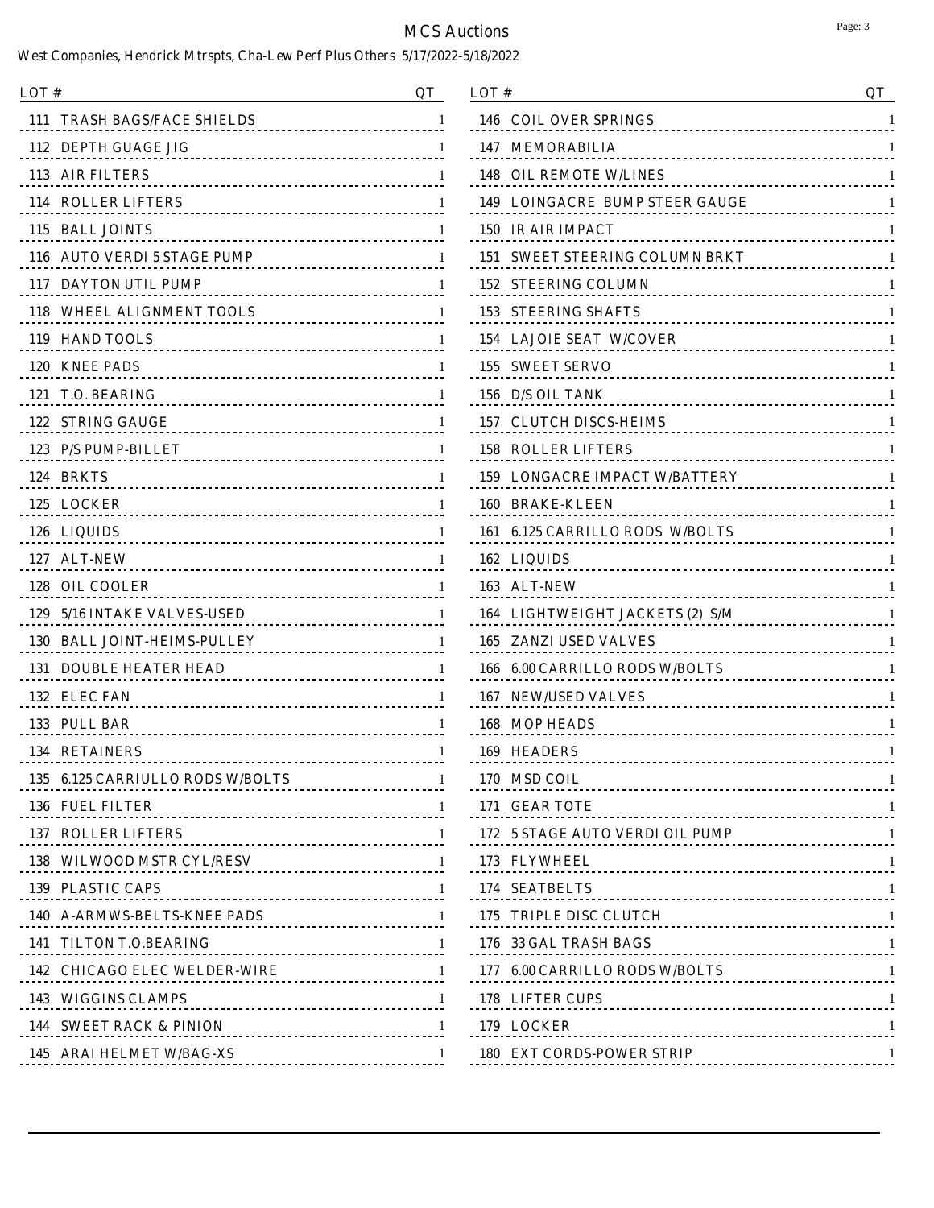# MCS Auctions

West Companies, Hendrick Mtrspts, Cha-Lew Perf Plus Others 5/17/2022-5/18/2022

| LOT # | QT |
|---|---|
| 111 TRASH BAGS/FACE SHIELDS | 1 |
| 112 DEPTH GUAGE JIG | 1 |
| 113 AIR FILTERS | 1 |
| 114 ROLLER LIFTERS | 1 |
| 115 BALL JOINTS | 1 |
| 116 AUTO VERDI 5 STAGE PUMP | 1 |
| 117 DAYTON UTIL PUMP | 1 |
| 118 WHEEL ALIGNMENT TOOLS | 1 |
| 119 HAND TOOLS | 1 |
| 120 KNEE PADS | 1 |
| 121 T.O. BEARING | 1 |
| 122 STRING GAUGE | 1 |
| 123 P/S PUMP-BILLET | 1 |
| 124 BRKTS | 1 |
| 125 LOCKER | 1 |
| 126 LIQUIDS | 1 |
| 127 ALT-NEW | 1 |
| 128 OIL COOLER | 1 |
| 129 5/16 INTAKE VALVES-USED | 1 |
| 130 BALL JOINT-HEIMS-PULLEY | 1 |
| 131 DOUBLE HEATER HEAD | 1 |
| 132 ELEC FAN | 1 |
| 133 PULL BAR | 1 |
| 134 RETAINERS | 1 |
| 135 6.125 CARRIULLO RODS W/BOLTS | 1 |
| 136 FUEL FILTER | 1 |
| 137 ROLLER LIFTERS | 1 |
| 138 WILWOOD MSTR CYL/RESV | 1 |
| 139 PLASTIC CAPS | 1 |
| 140 A-ARMWS-BELTS-KNEE PADS | 1 |
| 141 TILTON T.O.BEARING | 1 |
| 142 CHICAGO ELEC WELDER-WIRE | 1 |
| 143 WIGGINS CLAMPS | 1 |
| 144 SWEET RACK & PINION | 1 |
| 145 ARAI HELMET W/BAG-XS | 1 |
| 146 COIL OVER SPRINGS | 1 |
| 147 MEMORABILIA | 1 |
| 148 OIL REMOTE W/LINES | 1 |
| 149 LOINGACRE BUMP STEER GAUGE | 1 |
| 150 IR AIR IMPACT | 1 |
| 151 SWEET STEERING COLUMN BRKT | 1 |
| 152 STEERING COLUMN | 1 |
| 153 STEERING SHAFTS | 1 |
| 154 LAJOIE SEAT W/COVER | 1 |
| 155 SWEET SERVO | 1 |
| 156 D/S OIL TANK | 1 |
| 157 CLUTCH DISCS-HEIMS | 1 |
| 158 ROLLER LIFTERS | 1 |
| 159 LONGACRE IMPACT W/BATTERY | 1 |
| 160 BRAKE-KLEEN | 1 |
| 161 6.125 CARRILLO RODS W/BOLTS | 1 |
| 162 LIQUIDS | 1 |
| 163 ALT-NEW | 1 |
| 164 LIGHTWEIGHT JACKETS (2) S/M | 1 |
| 165 ZANZI USED VALVES | 1 |
| 166 6.00 CARRILLO RODS W/BOLTS | 1 |
| 167 NEW/USED VALVES | 1 |
| 168 MOP HEADS | 1 |
| 169 HEADERS | 1 |
| 170 MSD COIL | 1 |
| 171 GEAR TOTE | 1 |
| 172 5 STAGE AUTO VERDI OIL PUMP | 1 |
| 173 FLYWHEEL | 1 |
| 174 SEATBELTS | 1 |
| 175 TRIPLE DISC CLUTCH | 1 |
| 176 33 GAL TRASH BAGS | 1 |
| 177 6.00 CARRILLO RODS W/BOLTS | 1 |
| 178 LIFTER CUPS | 1 |
| 179 LOCKER | 1 |
| 180 EXT CORDS-POWER STRIP | 1 |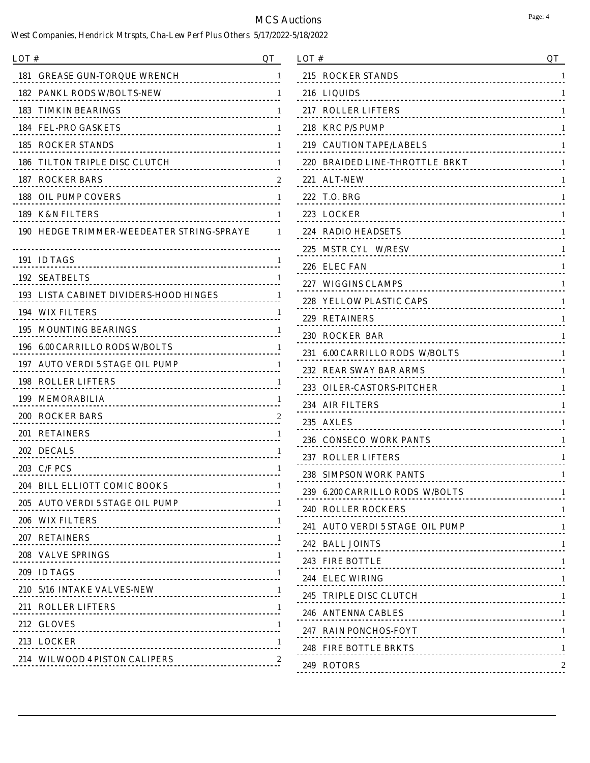# MCS Auctions

West Companies, Hendrick Mtrspts, Cha-Lew Perf Plus Others 5/17/2022-5/18/2022

| LOT # | | QT |
|---|---|---|
| 181 | GREASE GUN-TORQUE WRENCH | 1 |
| 182 | PANKL RODS W/BOLTS-NEW | 1 |
| 183 | TIMKIN BEARINGS | 1 |
| 184 | FEL-PRO GASKETS | 1 |
| 185 | ROCKER STANDS | 1 |
| 186 | TILTON TRIPLE DISC CLUTCH | 1 |
| 187 | ROCKER BARS | 2 |
| 188 | OIL PUMP COVERS | 1 |
| 189 | K&N FILTERS | 1 |
| 190 | HEDGE TRIMMER-WEEDEATER STRING-SPRAYE | 1 |
| 191 | ID TAGS | 1 |
| 192 | SEATBELTS | 1 |
| 193 | LISTA CABINET DIVIDERS-HOOD HINGES | 1 |
| 194 | WIX FILTERS | 1 |
| 195 | MOUNTING BEARINGS | 1 |
| 196 | 6.00 CARRILLO RODS W/BOLTS | 1 |
| 197 | AUTO VERDI 5 STAGE OIL PUMP | 1 |
| 198 | ROLLER LIFTERS | 1 |
| 199 | MEMORABILIA | 1 |
| 200 | ROCKER BARS | 2 |
| 201 | RETAINERS | 1 |
| 202 | DECALS | 1 |
| 203 | C/F PCS | 1 |
| 204 | BILL ELLIOTT COMIC BOOKS | 1 |
| 205 | AUTO VERDI 5 STAGE OIL PUMP | 1 |
| 206 | WIX FILTERS | 1 |
| 207 | RETAINERS | 1 |
| 208 | VALVE SPRINGS | 1 |
| 209 | ID TAGS | 1 |
| 210 | 5/16 INTAKE VALVES-NEW | 1 |
| 211 | ROLLER LIFTERS | 1 |
| 212 | GLOVES | 1 |
| 213 | LOCKER | 1 |
| 214 | WILWOOD 4 PISTON CALIPERS | 2 |
| 215 | ROCKER STANDS | 1 |
| 216 | LIQUIDS | 1 |
| 217 | ROLLER LIFTERS | 1 |
| 218 | KRC P/S PUMP | 1 |
| 219 | CAUTION TAPE/LABELS | 1 |
| 220 | BRAIDED LINE-THROTTLE BRKT | 1 |
| 221 | ALT-NEW | 1 |
| 222 | T.O. BRG | 1 |
| 223 | LOCKER | 1 |
| 224 | RADIO HEADSETS | 1 |
| 225 | MSTR CYL W/RESV | 1 |
| 226 | ELEC FAN | 1 |
| 227 | WIGGINS CLAMPS | 1 |
| 228 | YELLOW PLASTIC CAPS | 1 |
| 229 | RETAINERS | 1 |
| 230 | ROCKER BAR | 1 |
| 231 | 6.00 CARRILLO RODS W/BOLTS | 1 |
| 232 | REAR SWAY BAR ARMS | 1 |
| 233 | OILER-CASTORS-PITCHER | 1 |
| 234 | AIR FILTERS | 1 |
| 235 | AXLES | 1 |
| 236 | CONSECO WORK PANTS | 1 |
| 237 | ROLLER LIFTERS | 1 |
| 238 | SIMPSON WORK PANTS | 1 |
| 239 | 6.200 CARRILLO RODS W/BOLTS | 1 |
| 240 | ROLLER ROCKERS | 1 |
| 241 | AUTO VERDI 5 STAGE OIL PUMP | 1 |
| 242 | BALL JOINTS | 1 |
| 243 | FIRE BOTTLE | 1 |
| 244 | ELEC WIRING | 1 |
| 245 | TRIPLE DISC CLUTCH | 1 |
| 246 | ANTENNA CABLES | 1 |
| 247 | RAIN PONCHOS-FOYT | 1 |
| 248 | FIRE BOTTLE BRKTS | 1 |
| 249 | ROTORS | 2 |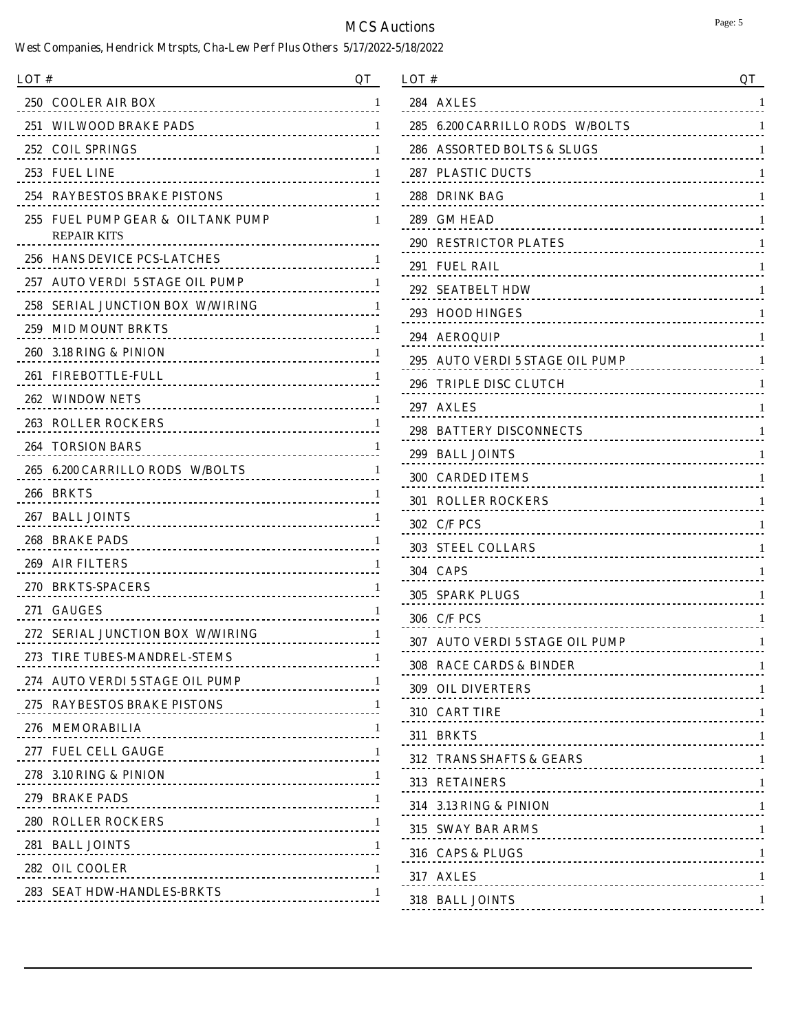# MCS Auctions

West Companies, Hendrick Mtrspts, Cha-Lew Perf Plus Others 5/17/2022-5/18/2022

| LOT # | | QT |
|---|---|---|
| 250 | COOLER AIR BOX | 1 |
| 251 | WILWOOD BRAKE PADS | 1 |
| 252 | COIL SPRINGS | 1 |
| 253 | FUEL LINE | 1 |
| 254 | RAYBESTOS BRAKE PISTONS | 1 |
| 255 | FUEL PUMP GEAR & OILTANK PUMP REPAIR KITS | 1 |
| 256 | HANS DEVICE PCS-LATCHES | 1 |
| 257 | AUTO VERDI 5 STAGE OIL PUMP | 1 |
| 258 | SERIAL JUNCTION BOX W/WIRING | 1 |
| 259 | MID MOUNT BRKTS | 1 |
| 260 | 3.18 RING & PINION | 1 |
| 261 | FIREBOTTLE-FULL | 1 |
| 262 | WINDOW NETS | 1 |
| 263 | ROLLER ROCKERS | 1 |
| 264 | TORSION BARS | 1 |
| 265 | 6.200 CARRILLO RODS W/BOLTS | 1 |
| 266 | BRKTS | 1 |
| 267 | BALL JOINTS | 1 |
| 268 | BRAKE PADS | 1 |
| 269 | AIR FILTERS | 1 |
| 270 | BRKTS-SPACERS | 1 |
| 271 | GAUGES | 1 |
| 272 | SERIAL JUNCTION BOX W/WIRING | 1 |
| 273 | TIRE TUBES-MANDREL-STEMS | 1 |
| 274 | AUTO VERDI 5 STAGE OIL PUMP | 1 |
| 275 | RAYBESTOS BRAKE PISTONS | 1 |
| 276 | MEMORABILIA | 1 |
| 277 | FUEL CELL GAUGE | 1 |
| 278 | 3.10 RING & PINION | 1 |
| 279 | BRAKE PADS | 1 |
| 280 | ROLLER ROCKERS | 1 |
| 281 | BALL JOINTS | 1 |
| 282 | OIL COOLER | 1 |
| 283 | SEAT HDW-HANDLES-BRKTS | 1 |
| 284 | AXLES | 1 |
| 285 | 6.200 CARRILLO RODS W/BOLTS | 1 |
| 286 | ASSORTED BOLTS & SLUGS | 1 |
| 287 | PLASTIC DUCTS | 1 |
| 288 | DRINK BAG | 1 |
| 289 | GM HEAD | 1 |
| 290 | RESTRICTOR PLATES | 1 |
| 291 | FUEL RAIL | 1 |
| 292 | SEATBELT HDW | 1 |
| 293 | HOOD HINGES | 1 |
| 294 | AEROQUIP | 1 |
| 295 | AUTO VERDI 5 STAGE OIL PUMP | 1 |
| 296 | TRIPLE DISC CLUTCH | 1 |
| 297 | AXLES | 1 |
| 298 | BATTERY DISCONNECTS | 1 |
| 299 | BALL JOINTS | 1 |
| 300 | CARDED ITEMS | 1 |
| 301 | ROLLER ROCKERS | 1 |
| 302 | C/F PCS | 1 |
| 303 | STEEL COLLARS | 1 |
| 304 | CAPS | 1 |
| 305 | SPARK PLUGS | 1 |
| 306 | C/F PCS | 1 |
| 307 | AUTO VERDI 5 STAGE OIL PUMP | 1 |
| 308 | RACE CARDS & BINDER | 1 |
| 309 | OIL DIVERTERS | 1 |
| 310 | CART TIRE | 1 |
| 311 | BRKTS | 1 |
| 312 | TRANS SHAFTS & GEARS | 1 |
| 313 | RETAINERS | 1 |
| 314 | 3.13 RING & PINION | 1 |
| 315 | SWAY BAR ARMS | 1 |
| 316 | CAPS & PLUGS | 1 |
| 317 | AXLES | 1 |
| 318 | BALL JOINTS | 1 |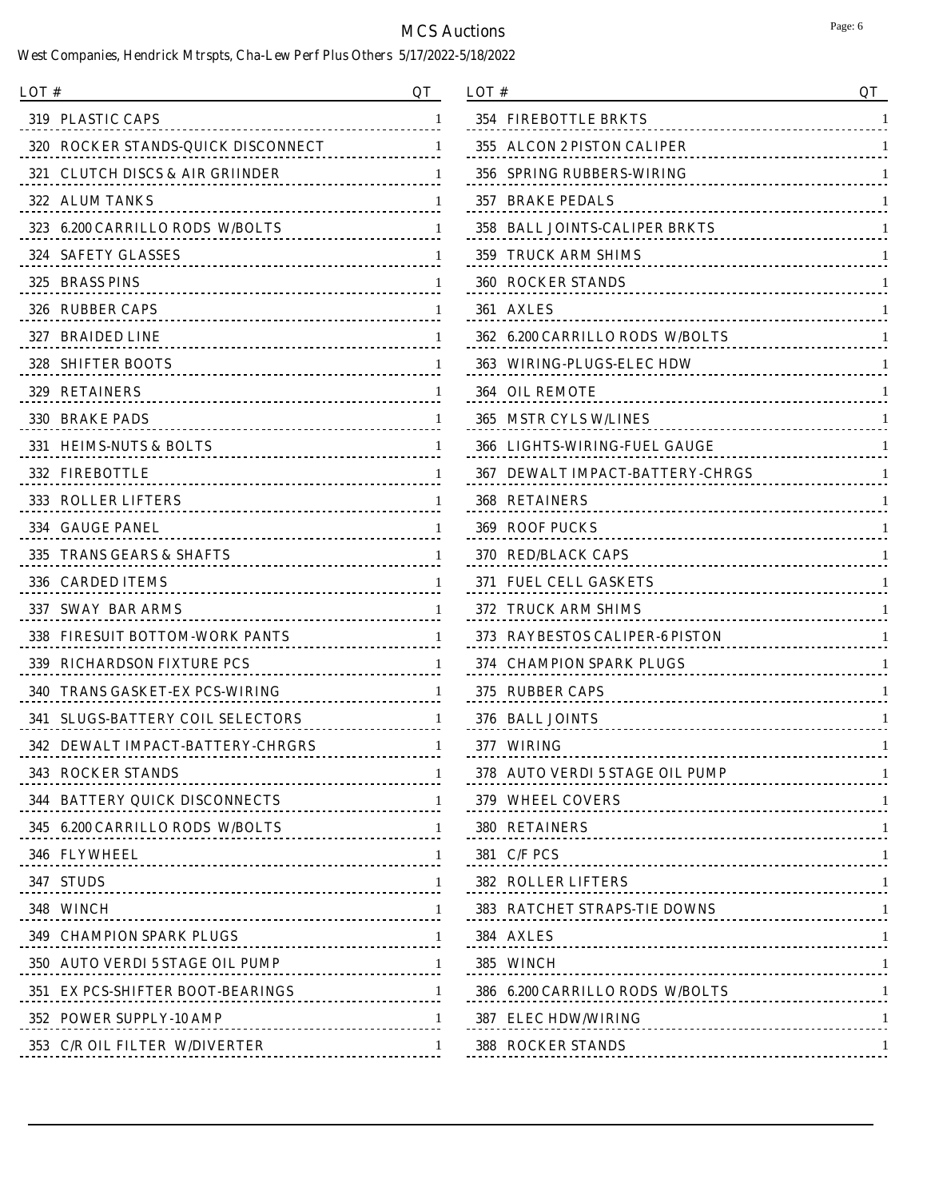# MCS Auctions

West Companies, Hendrick Mtrspts, Cha-Lew Perf Plus Others 5/17/2022-5/18/2022

| LOT # | QT |
|---|---|
| 319 PLASTIC CAPS | 1 |
| 320 ROCKER STANDS-QUICK DISCONNECT | 1 |
| 321 CLUTCH DISCS & AIR GRIINDER | 1 |
| 322 ALUM TANKS | 1 |
| 323 6.200 CARRILLO RODS W/BOLTS | 1 |
| 324 SAFETY GLASSES | 1 |
| 325 BRASS PINS | 1 |
| 326 RUBBER CAPS | 1 |
| 327 BRAIDED LINE | 1 |
| 328 SHIFTER BOOTS | 1 |
| 329 RETAINERS | 1 |
| 330 BRAKE PADS | 1 |
| 331 HEIMS-NUTS & BOLTS | 1 |
| 332 FIREBOTTLE | 1 |
| 333 ROLLER LIFTERS | 1 |
| 334 GAUGE PANEL | 1 |
| 335 TRANS GEARS & SHAFTS | 1 |
| 336 CARDED ITEMS | 1 |
| 337 SWAY BAR ARMS | 1 |
| 338 FIRESUIT BOTTOM-WORK PANTS | 1 |
| 339 RICHARDSON FIXTURE PCS | 1 |
| 340 TRANS GASKET-EX PCS-WIRING | 1 |
| 341 SLUGS-BATTERY COIL SELECTORS | 1 |
| 342 DEWALT IMPACT-BATTERY-CHRGRS | 1 |
| 343 ROCKER STANDS | 1 |
| 344 BATTERY QUICK DISCONNECTS | 1 |
| 345 6.200 CARRILLO RODS W/BOLTS | 1 |
| 346 FLYWHEEL | 1 |
| 347 STUDS | 1 |
| 348 WINCH | 1 |
| 349 CHAMPION SPARK PLUGS | 1 |
| 350 AUTO VERDI 5 STAGE OIL PUMP | 1 |
| 351 EX PCS-SHIFTER BOOT-BEARINGS | 1 |
| 352 POWER SUPPLY-10 AMP | 1 |
| 353 C/R OIL FILTER W/DIVERTER | 1 |
| 354 FIREBOTTLE BRKTS | 1 |
| 355 ALCON 2 PISTON CALIPER | 1 |
| 356 SPRING RUBBERS-WIRING | 1 |
| 357 BRAKE PEDALS | 1 |
| 358 BALL JOINTS-CALIPER BRKTS | 1 |
| 359 TRUCK ARM SHIMS | 1 |
| 360 ROCKER STANDS | 1 |
| 361 AXLES | 1 |
| 362 6.200 CARRILLO RODS W/BOLTS | 1 |
| 363 WIRING-PLUGS-ELEC HDW | 1 |
| 364 OIL REMOTE | 1 |
| 365 MSTR CYLS W/LINES | 1 |
| 366 LIGHTS-WIRING-FUEL GAUGE | 1 |
| 367 DEWALT IMPACT-BATTERY-CHRGS | 1 |
| 368 RETAINERS | 1 |
| 369 ROOF PUCKS | 1 |
| 370 RED/BLACK CAPS | 1 |
| 371 FUEL CELL GASKETS | 1 |
| 372 TRUCK ARM SHIMS | 1 |
| 373 RAYBESTOS CALIPER-6 PISTON | 1 |
| 374 CHAMPION SPARK PLUGS | 1 |
| 375 RUBBER CAPS | 1 |
| 376 BALL JOINTS | 1 |
| 377 WIRING | 1 |
| 378 AUTO VERDI 5 STAGE OIL PUMP | 1 |
| 379 WHEEL COVERS | 1 |
| 380 RETAINERS | 1 |
| 381 C/F PCS | 1 |
| 382 ROLLER LIFTERS | 1 |
| 383 RATCHET STRAPS-TIE DOWNS | 1 |
| 384 AXLES | 1 |
| 385 WINCH | 1 |
| 386 6.200 CARRILLO RODS W/BOLTS | 1 |
| 387 ELEC HDW/WIRING | 1 |
| 388 ROCKER STANDS | 1 |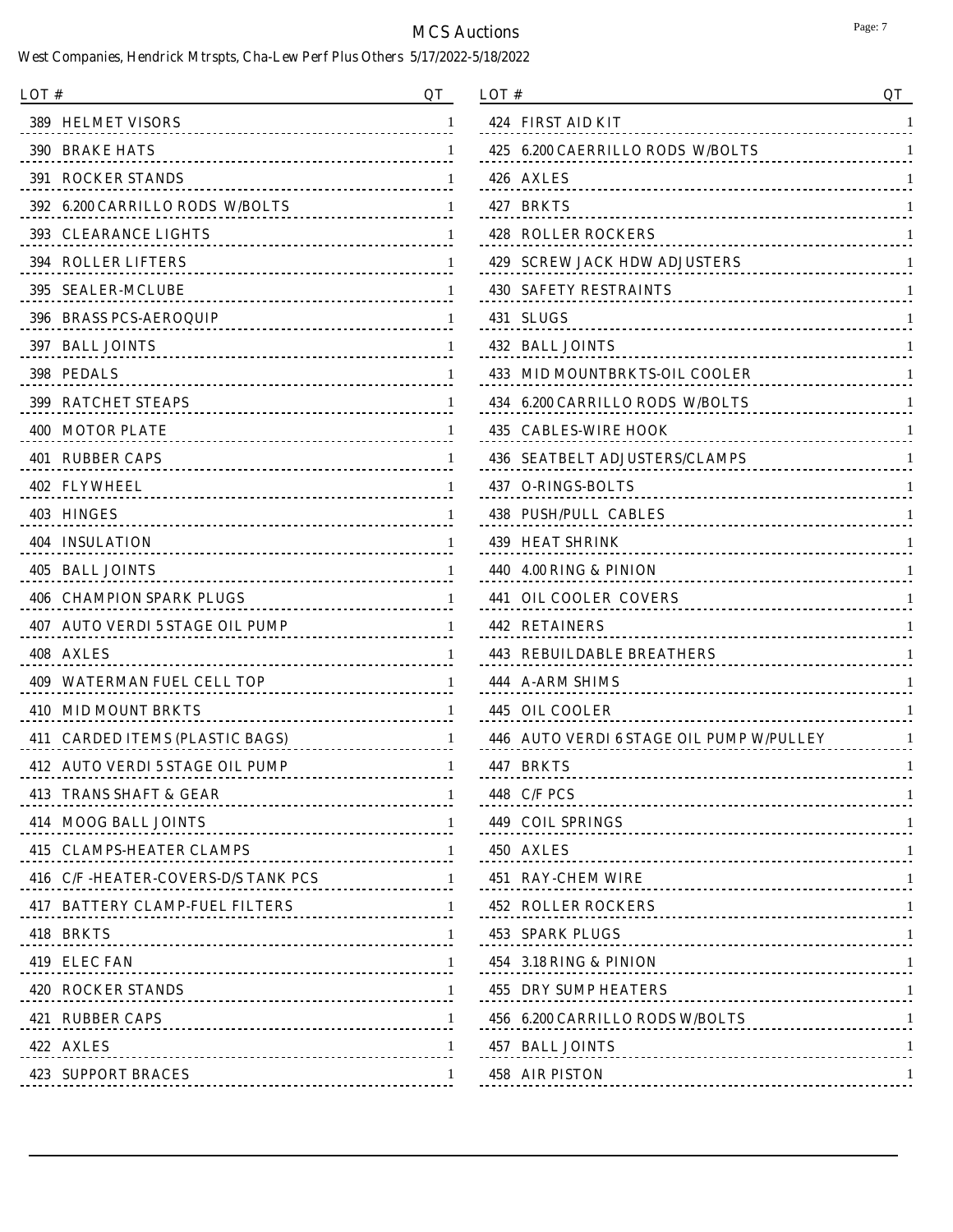# MCS Auctions

West Companies, Hendrick Mtrspts, Cha-Lew Perf Plus Others 5/17/2022-5/18/2022

| LOT # | | QT |
|---|---|---|
| 389 | HELMET VISORS | 1 |
| 390 | BRAKE HATS | 1 |
| 391 | ROCKER STANDS | 1 |
| 392 | 6.200 CARRILLO RODS W/BOLTS | 1 |
| 393 | CLEARANCE LIGHTS | 1 |
| 394 | ROLLER LIFTERS | 1 |
| 395 | SEALER-MCLUBE | 1 |
| 396 | BRASS PCS-AEROQUIP | 1 |
| 397 | BALL JOINTS | 1 |
| 398 | PEDALS | 1 |
| 399 | RATCHET STEAPS | 1 |
| 400 | MOTOR PLATE | 1 |
| 401 | RUBBER CAPS | 1 |
| 402 | FLYWHEEL | 1 |
| 403 | HINGES | 1 |
| 404 | INSULATION | 1 |
| 405 | BALL JOINTS | 1 |
| 406 | CHAMPION SPARK PLUGS | 1 |
| 407 | AUTO VERDI 5 STAGE OIL PUMP | 1 |
| 408 | AXLES | 1 |
| 409 | WATERMAN FUEL CELL TOP | 1 |
| 410 | MID MOUNT BRKTS | 1 |
| 411 | CARDED ITEMS (PLASTIC BAGS) | 1 |
| 412 | AUTO VERDI 5 STAGE OIL PUMP | 1 |
| 413 | TRANS SHAFT & GEAR | 1 |
| 414 | MOOG BALL JOINTS | 1 |
| 415 | CLAMPS-HEATER CLAMPS | 1 |
| 416 | C/F -HEATER-COVERS-D/S TANK PCS | 1 |
| 417 | BATTERY CLAMP-FUEL FILTERS | 1 |
| 418 | BRKTS | 1 |
| 419 | ELEC FAN | 1 |
| 420 | ROCKER STANDS | 1 |
| 421 | RUBBER CAPS | 1 |
| 422 | AXLES | 1 |
| 423 | SUPPORT BRACES | 1 |
| 424 | FIRST AID KIT | 1 |
| 425 | 6.200 CAERRILLO RODS W/BOLTS | 1 |
| 426 | AXLES | 1 |
| 427 | BRKTS | 1 |
| 428 | ROLLER ROCKERS | 1 |
| 429 | SCREW JACK HDW ADJUSTERS | 1 |
| 430 | SAFETY RESTRAINTS | 1 |
| 431 | SLUGS | 1 |
| 432 | BALL JOINTS | 1 |
| 433 | MID MOUNTBRKTS-OIL COOLER | 1 |
| 434 | 6.200 CARRILLO RODS W/BOLTS | 1 |
| 435 | CABLES-WIRE HOOK | 1 |
| 436 | SEATBELT ADJUSTERS/CLAMPS | 1 |
| 437 | O-RINGS-BOLTS | 1 |
| 438 | PUSH/PULL CABLES | 1 |
| 439 | HEAT SHRINK | 1 |
| 440 | 4.00 RING & PINION | 1 |
| 441 | OIL COOLER COVERS | 1 |
| 442 | RETAINERS | 1 |
| 443 | REBUILDABLE BREATHERS | 1 |
| 444 | A-ARM SHIMS | 1 |
| 445 | OIL COOLER | 1 |
| 446 | AUTO VERDI 6 STAGE OIL PUMP W/PULLEY | 1 |
| 447 | BRKTS | 1 |
| 448 | C/F PCS | 1 |
| 449 | COIL SPRINGS | 1 |
| 450 | AXLES | 1 |
| 451 | RAY-CHEM WIRE | 1 |
| 452 | ROLLER ROCKERS | 1 |
| 453 | SPARK PLUGS | 1 |
| 454 | 3.18 RING & PINION | 1 |
| 455 | DRY SUMP HEATERS | 1 |
| 456 | 6.200 CARRILLO RODS W/BOLTS | 1 |
| 457 | BALL JOINTS | 1 |
| 458 | AIR PISTON | 1 |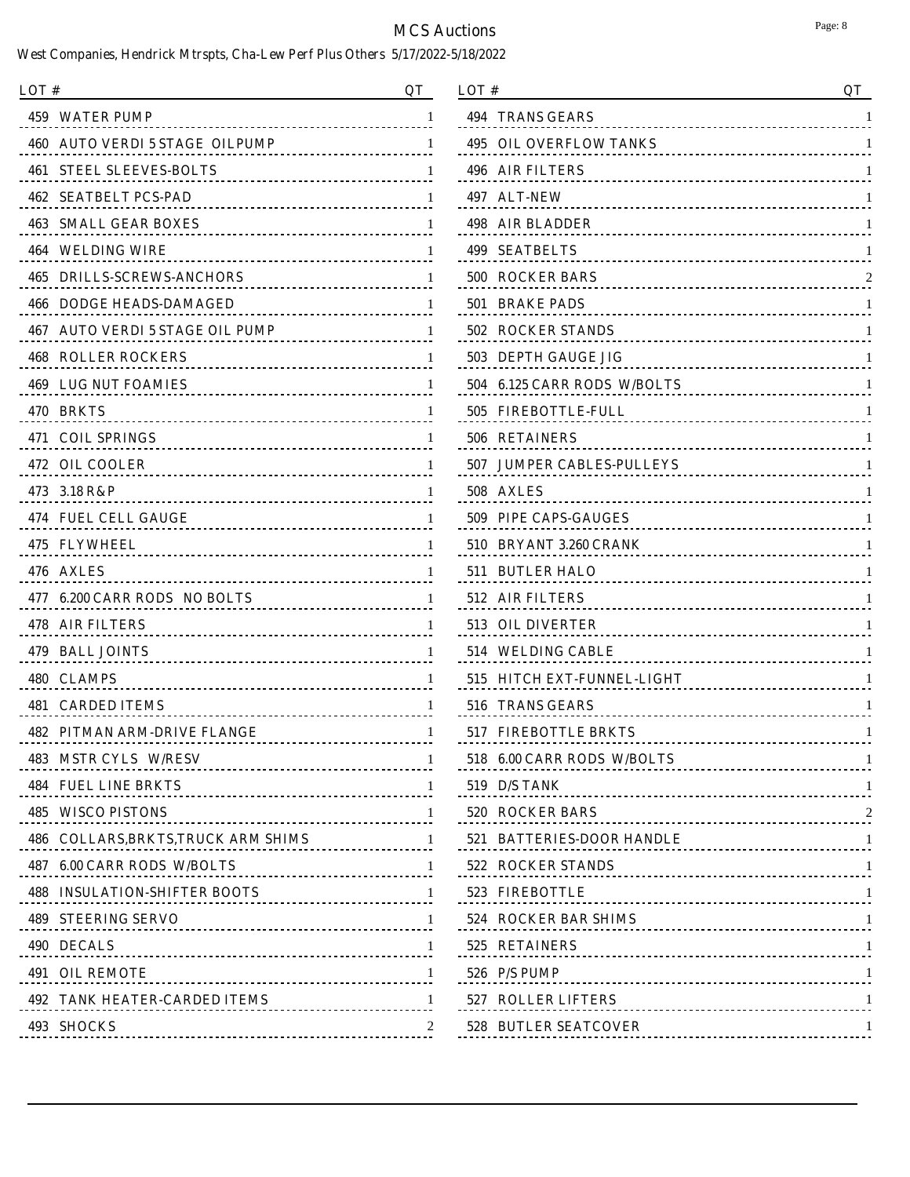# MCS Auctions

West Companies, Hendrick Mtrspts, Cha-Lew Perf Plus Others 5/17/2022-5/18/2022

| LOT # | QT |
| --- | --- |
| 459 WATER PUMP | 1 |
| 460 AUTO VERDI 5 STAGE OILPUMP | 1 |
| 461 STEEL SLEEVES-BOLTS | 1 |
| 462 SEATBELT PCS-PAD | 1 |
| 463 SMALL GEAR BOXES | 1 |
| 464 WELDING WIRE | 1 |
| 465 DRILLS-SCREWS-ANCHORS | 1 |
| 466 DODGE HEADS-DAMAGED | 1 |
| 467 AUTO VERDI 5 STAGE OIL PUMP | 1 |
| 468 ROLLER ROCKERS | 1 |
| 469 LUG NUT FOAMIES | 1 |
| 470 BRKTS | 1 |
| 471 COIL SPRINGS | 1 |
| 472 OIL COOLER | 1 |
| 473 3.18 R&P | 1 |
| 474 FUEL CELL GAUGE | 1 |
| 475 FLYWHEEL | 1 |
| 476 AXLES | 1 |
| 477 6.200 CARR RODS NO BOLTS | 1 |
| 478 AIR FILTERS | 1 |
| 479 BALL JOINTS | 1 |
| 480 CLAMPS | 1 |
| 481 CARDED ITEMS | 1 |
| 482 PITMAN ARM-DRIVE FLANGE | 1 |
| 483 MSTR CYLS W/RESV | 1 |
| 484 FUEL LINE BRKTS | 1 |
| 485 WISCO PISTONS | 1 |
| 486 COLLARS,BRKTS,TRUCK ARM SHIMS | 1 |
| 487 6.00 CARR RODS W/BOLTS | 1 |
| 488 INSULATION-SHIFTER BOOTS | 1 |
| 489 STEERING SERVO | 1 |
| 490 DECALS | 1 |
| 491 OIL REMOTE | 1 |
| 492 TANK HEATER-CARDED ITEMS | 1 |
| 493 SHOCKS | 2 |
| 494 TRANS GEARS | 1 |
| 495 OIL OVERFLOW TANKS | 1 |
| 496 AIR FILTERS | 1 |
| 497 ALT-NEW | 1 |
| 498 AIR BLADDER | 1 |
| 499 SEATBELTS | 1 |
| 500 ROCKER BARS | 2 |
| 501 BRAKE PADS | 1 |
| 502 ROCKER STANDS | 1 |
| 503 DEPTH GAUGE JIG | 1 |
| 504 6.125 CARR RODS W/BOLTS | 1 |
| 505 FIREBOTTLE-FULL | 1 |
| 506 RETAINERS | 1 |
| 507 JUMPER CABLES-PULLEYS | 1 |
| 508 AXLES | 1 |
| 509 PIPE CAPS-GAUGES | 1 |
| 510 BRYANT 3.260 CRANK | 1 |
| 511 BUTLER HALO | 1 |
| 512 AIR FILTERS | 1 |
| 513 OIL DIVERTER | 1 |
| 514 WELDING CABLE | 1 |
| 515 HITCH EXT-FUNNEL-LIGHT | 1 |
| 516 TRANS GEARS | 1 |
| 517 FIREBOTTLE BRKTS | 1 |
| 518 6.00 CARR RODS W/BOLTS | 1 |
| 519 D/S TANK | 1 |
| 520 ROCKER BARS | 2 |
| 521 BATTERIES-DOOR HANDLE | 1 |
| 522 ROCKER STANDS | 1 |
| 523 FIREBOTTLE | 1 |
| 524 ROCKER BAR SHIMS | 1 |
| 525 RETAINERS | 1 |
| 526 P/S PUMP | 1 |
| 527 ROLLER LIFTERS | 1 |
| 528 BUTLER SEATCOVER | 1 |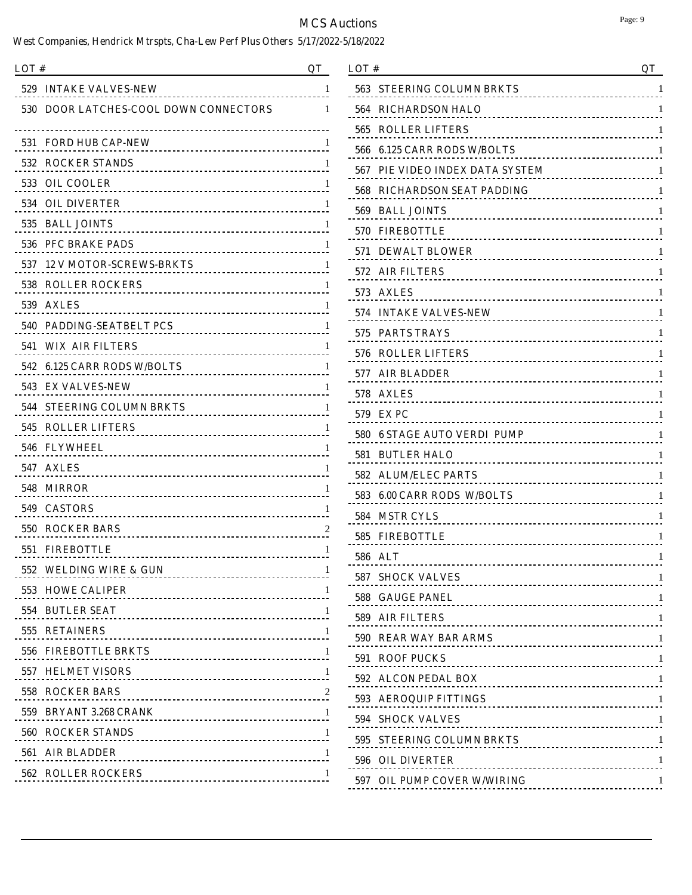# MCS Auctions

West Companies, Hendrick Mtrspts, Cha-Lew Perf Plus Others 5/17/2022-5/18/2022

| LOT # | | QT |
|---|---|---|
| 529 | INTAKE VALVES-NEW | 1 |
| 530 | DOOR LATCHES-COOL DOWN CONNECTORS | 1 |
| 531 | FORD HUB CAP-NEW | 1 |
| 532 | ROCKER STANDS | 1 |
| 533 | OIL COOLER | 1 |
| 534 | OIL DIVERTER | 1 |
| 535 | BALL JOINTS | 1 |
| 536 | PFC BRAKE PADS | 1 |
| 537 | 12 V MOTOR-SCREWS-BRKTS | 1 |
| 538 | ROLLER ROCKERS | 1 |
| 539 | AXLES | 1 |
| 540 | PADDING-SEATBELT PCS | 1 |
| 541 | WIX AIR FILTERS | 1 |
| 542 | 6.125 CARR RODS W/BOLTS | 1 |
| 543 | EX VALVES-NEW | 1 |
| 544 | STEERING COLUMN BRKTS | 1 |
| 545 | ROLLER LIFTERS | 1 |
| 546 | FLYWHEEL | 1 |
| 547 | AXLES | 1 |
| 548 | MIRROR | 1 |
| 549 | CASTORS | 1 |
| 550 | ROCKER BARS | 2 |
| 551 | FIREBOTTLE | 1 |
| 552 | WELDING WIRE & GUN | 1 |
| 553 | HOWE CALIPER | 1 |
| 554 | BUTLER SEAT | 1 |
| 555 | RETAINERS | 1 |
| 556 | FIREBOTTLE BRKTS | 1 |
| 557 | HELMET VISORS | 1 |
| 558 | ROCKER BARS | 2 |
| 559 | BRYANT 3.268 CRANK | 1 |
| 560 | ROCKER STANDS | 1 |
| 561 | AIR BLADDER | 1 |
| 562 | ROLLER ROCKERS | 1 |
| 563 | STEERING COLUMN BRKTS | 1 |
| 564 | RICHARDSON HALO | 1 |
| 565 | ROLLER LIFTERS | 1 |
| 566 | 6.125 CARR RODS W/BOLTS | 1 |
| 567 | PIE VIDEO INDEX DATA SYSTEM | 1 |
| 568 | RICHARDSON SEAT PADDING | 1 |
| 569 | BALL JOINTS | 1 |
| 570 | FIREBOTTLE | 1 |
| 571 | DEWALT BLOWER | 1 |
| 572 | AIR FILTERS | 1 |
| 573 | AXLES | 1 |
| 574 | INTAKE VALVES-NEW | 1 |
| 575 | PARTS TRAYS | 1 |
| 576 | ROLLER LIFTERS | 1 |
| 577 | AIR BLADDER | 1 |
| 578 | AXLES | 1 |
| 579 | EX PC | 1 |
| 580 | 6 STAGE AUTO VERDI PUMP | 1 |
| 581 | BUTLER HALO | 1 |
| 582 | ALUM/ELEC PARTS | 1 |
| 583 | 6.00 CARR RODS W/BOLTS | 1 |
| 584 | MSTR CYLS | 1 |
| 585 | FIREBOTTLE | 1 |
| 586 | ALT | 1 |
| 587 | SHOCK VALVES | 1 |
| 588 | GAUGE PANEL | 1 |
| 589 | AIR FILTERS | 1 |
| 590 | REAR WAY BAR ARMS | 1 |
| 591 | ROOF PUCKS | 1 |
| 592 | ALCON PEDAL BOX | 1 |
| 593 | AEROQUIP FITTINGS | 1 |
| 594 | SHOCK VALVES | 1 |
| 595 | STEERING COLUMN BRKTS | 1 |
| 596 | OIL DIVERTER | 1 |
| 597 | OIL PUMP COVER W/WIRING | 1 |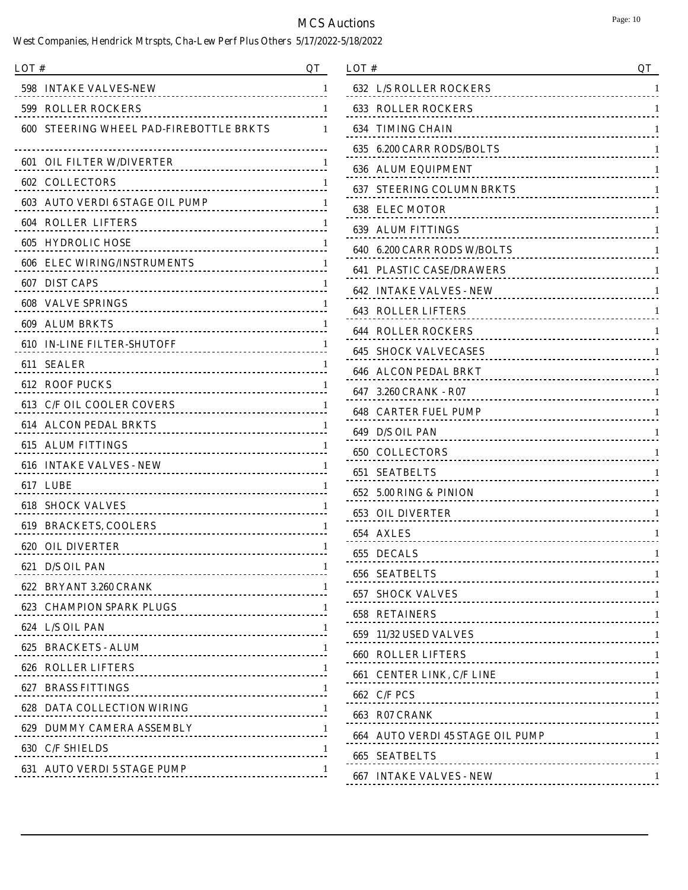# MCS Auctions

West Companies, Hendrick Mtrspts, Cha-Lew Perf Plus Others 5/17/2022-5/18/2022

| LOT # | | QT |
|---|---|---|
| 598 | INTAKE VALVES-NEW | 1 |
| 599 | ROLLER ROCKERS | 1 |
| 600 | STEERING WHEEL PAD-FIREBOTTLE BRKTS | 1 |
| 601 | OIL FILTER W/DIVERTER | 1 |
| 602 | COLLECTORS | 1 |
| 603 | AUTO VERDI 6 STAGE OIL PUMP | 1 |
| 604 | ROLLER LIFTERS | 1 |
| 605 | HYDROLIC HOSE | 1 |
| 606 | ELEC WIRING/INSTRUMENTS | 1 |
| 607 | DIST CAPS | 1 |
| 608 | VALVE SPRINGS | 1 |
| 609 | ALUM BRKTS | 1 |
| 610 | IN-LINE FILTER-SHUTOFF | 1 |
| 611 | SEALER | 1 |
| 612 | ROOF PUCKS | 1 |
| 613 | C/F OIL COOLER COVERS | 1 |
| 614 | ALCON PEDAL BRKTS | 1 |
| 615 | ALUM FITTINGS | 1 |
| 616 | INTAKE VALVES - NEW | 1 |
| 617 | LUBE | 1 |
| 618 | SHOCK VALVES | 1 |
| 619 | BRACKETS, COOLERS | 1 |
| 620 | OIL DIVERTER | 1 |
| 621 | D/S OIL PAN | 1 |
| 622 | BRYANT 3.260 CRANK | 1 |
| 623 | CHAMPION SPARK PLUGS | 1 |
| 624 | L/S OIL PAN | 1 |
| 625 | BRACKETS - ALUM | 1 |
| 626 | ROLLER LIFTERS | 1 |
| 627 | BRASS FITTINGS | 1 |
| 628 | DATA COLLECTION WIRING | 1 |
| 629 | DUMMY CAMERA ASSEMBLY | 1 |
| 630 | C/F SHIELDS | 1 |
| 631 | AUTO VERDI 5 STAGE PUMP | 1 |
| 632 | L/S ROLLER ROCKERS | 1 |
| 633 | ROLLER ROCKERS | 1 |
| 634 | TIMING CHAIN | 1 |
| 635 | 6.200 CARR RODS/BOLTS | 1 |
| 636 | ALUM EQUIPMENT | 1 |
| 637 | STEERING COLUMN BRKTS | 1 |
| 638 | ELEC MOTOR | 1 |
| 639 | ALUM FITTINGS | 1 |
| 640 | 6.200 CARR RODS W/BOLTS | 1 |
| 641 | PLASTIC CASE/DRAWERS | 1 |
| 642 | INTAKE VALVES - NEW | 1 |
| 643 | ROLLER LIFTERS | 1 |
| 644 | ROLLER ROCKERS | 1 |
| 645 | SHOCK VALVECASES | 1 |
| 646 | ALCON PEDAL BRKT | 1 |
| 647 | 3.260 CRANK - R07 | 1 |
| 648 | CARTER FUEL PUMP | 1 |
| 649 | D/S OIL PAN | 1 |
| 650 | COLLECTORS | 1 |
| 651 | SEATBELTS | 1 |
| 652 | 5.00 RING & PINION | 1 |
| 653 | OIL DIVERTER | 1 |
| 654 | AXLES | 1 |
| 655 | DECALS | 1 |
| 656 | SEATBELTS | 1 |
| 657 | SHOCK VALVES | 1 |
| 658 | RETAINERS | 1 |
| 659 | 11/32 USED VALVES | 1 |
| 660 | ROLLER LIFTERS | 1 |
| 661 | CENTER LINK, C/F LINE | 1 |
| 662 | C/F PCS | 1 |
| 663 | R07 CRANK | 1 |
| 664 | AUTO VERDI 45 STAGE OIL PUMP | 1 |
| 665 | SEATBELTS | 1 |
| 667 | INTAKE VALVES - NEW | 1 |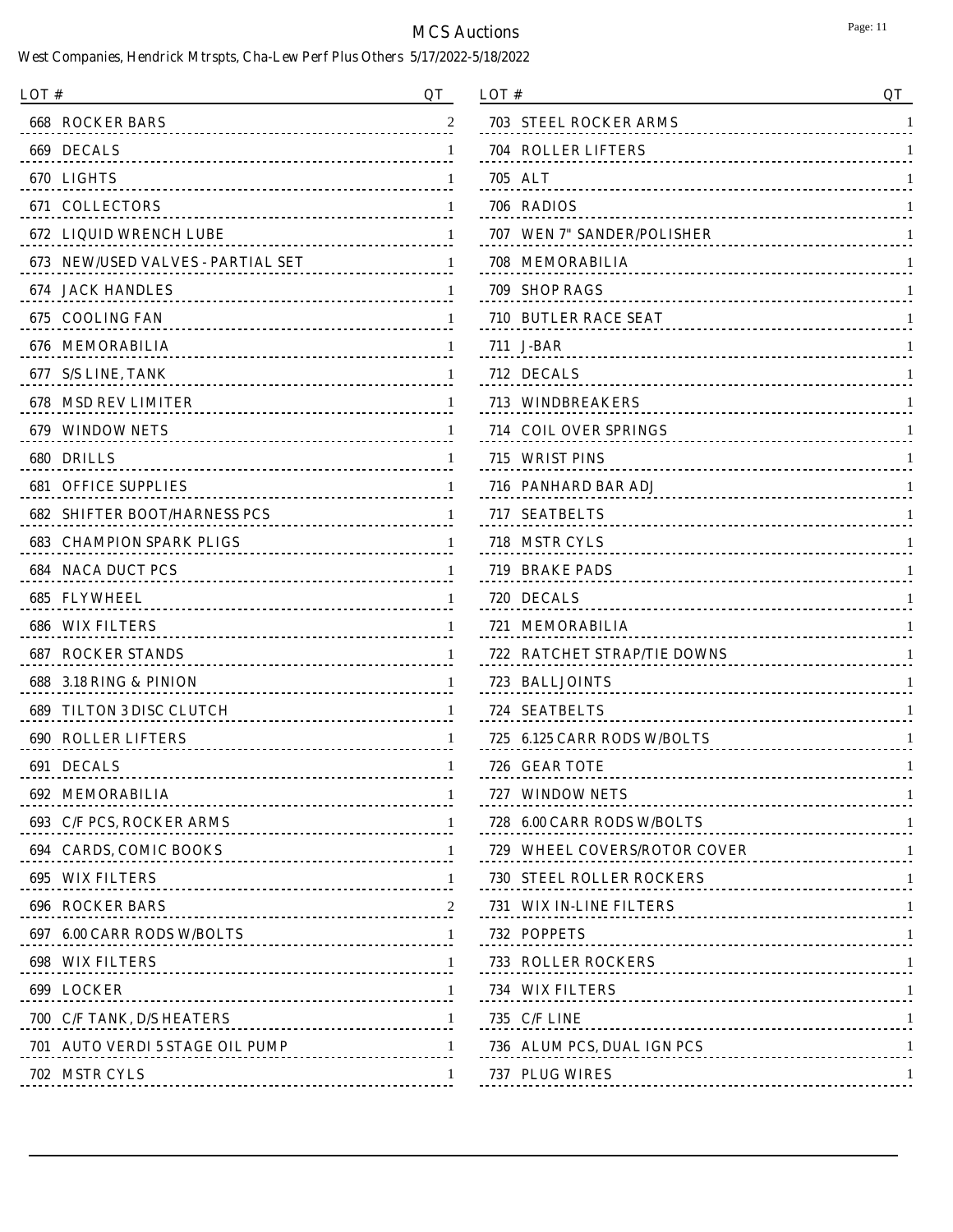# MCS Auctions

West Companies, Hendrick Mtrspts, Cha-Lew Perf Plus Others 5/17/2022-5/18/2022

| LOT # | | QT |
|---|---|---|
| 668 | ROCKER BARS | 2 |
| 669 | DECALS | 1 |
| 670 | LIGHTS | 1 |
| 671 | COLLECTORS | 1 |
| 672 | LIQUID WRENCH LUBE | 1 |
| 673 | NEW/USED VALVES - PARTIAL SET | 1 |
| 674 | JACK HANDLES | 1 |
| 675 | COOLING FAN | 1 |
| 676 | MEMORABILIA | 1 |
| 677 | S/S LINE, TANK | 1 |
| 678 | MSD REV LIMITER | 1 |
| 679 | WINDOW NETS | 1 |
| 680 | DRILLS | 1 |
| 681 | OFFICE SUPPLIES | 1 |
| 682 | SHIFTER BOOT/HARNESS PCS | 1 |
| 683 | CHAMPION SPARK PLIGS | 1 |
| 684 | NACA DUCT PCS | 1 |
| 685 | FLYWHEEL | 1 |
| 686 | WIX FILTERS | 1 |
| 687 | ROCKER STANDS | 1 |
| 688 | 3.18 RING & PINION | 1 |
| 689 | TILTON 3 DISC CLUTCH | 1 |
| 690 | ROLLER LIFTERS | 1 |
| 691 | DECALS | 1 |
| 692 | MEMORABILIA | 1 |
| 693 | C/F PCS, ROCKER ARMS | 1 |
| 694 | CARDS, COMIC BOOKS | 1 |
| 695 | WIX FILTERS | 1 |
| 696 | ROCKER BARS | 2 |
| 697 | 6.00 CARR RODS W/BOLTS | 1 |
| 698 | WIX FILTERS | 1 |
| 699 | LOCKER | 1 |
| 700 | C/F TANK, D/S HEATERS | 1 |
| 701 | AUTO VERDI 5 STAGE OIL PUMP | 1 |
| 702 | MSTR CYLS | 1 |
| 703 | STEEL ROCKER ARMS | 1 |
| 704 | ROLLER LIFTERS | 1 |
| 705 | ALT | 1 |
| 706 | RADIOS | 1 |
| 707 | WEN 7" SANDER/POLISHER | 1 |
| 708 | MEMORABILIA | 1 |
| 709 | SHOP RAGS | 1 |
| 710 | BUTLER RACE SEAT | 1 |
| 711 | J-BAR | 1 |
| 712 | DECALS | 1 |
| 713 | WINDBREAKERS | 1 |
| 714 | COIL OVER SPRINGS | 1 |
| 715 | WRIST PINS | 1 |
| 716 | PANHARD BAR ADJ | 1 |
| 717 | SEATBELTS | 1 |
| 718 | MSTR CYLS | 1 |
| 719 | BRAKE PADS | 1 |
| 720 | DECALS | 1 |
| 721 | MEMORABILIA | 1 |
| 722 | RATCHET STRAP/TIE DOWNS | 1 |
| 723 | BALL JOINTS | 1 |
| 724 | SEATBELTS | 1 |
| 725 | 6.125 CARR RODS W/BOLTS | 1 |
| 726 | GEAR TOTE | 1 |
| 727 | WINDOW NETS | 1 |
| 728 | 6.00 CARR RODS W/BOLTS | 1 |
| 729 | WHEEL COVERS/ROTOR COVER | 1 |
| 730 | STEEL ROLLER ROCKERS | 1 |
| 731 | WIX IN-LINE FILTERS | 1 |
| 732 | POPPETS | 1 |
| 733 | ROLLER ROCKERS | 1 |
| 734 | WIX FILTERS | 1 |
| 735 | C/F LINE | 1 |
| 736 | ALUM PCS, DUAL IGN PCS | 1 |
| 737 | PLUG WIRES | 1 |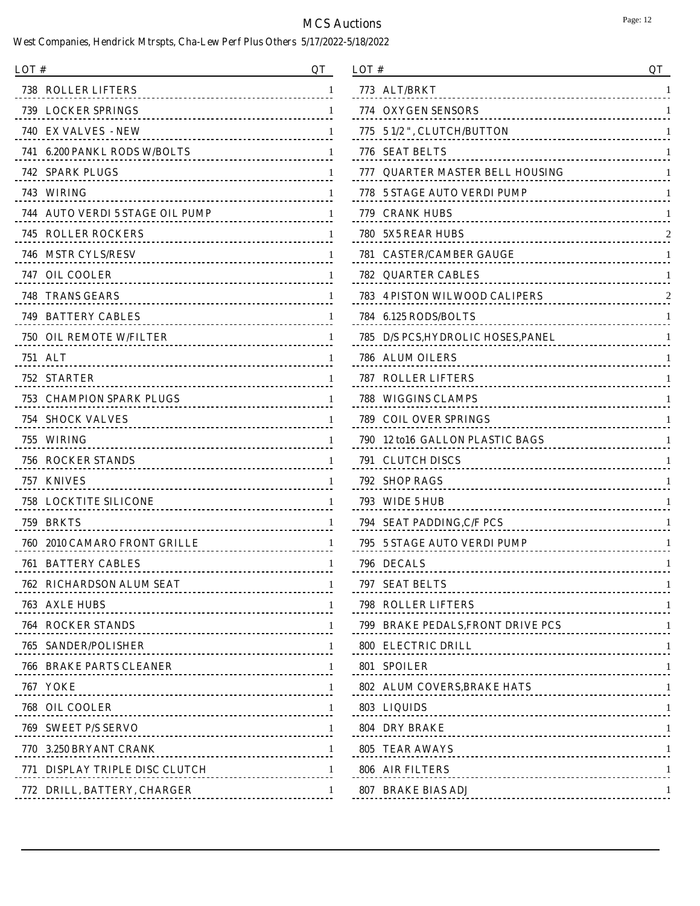# MCS Auctions

West Companies, Hendrick Mtrspts, Cha-Lew Perf Plus Others 5/17/2022-5/18/2022

| LOT # | | QT |
|---|---|---|
| 738 | ROLLER LIFTERS | 1 |
| 739 | LOCKER SPRINGS | 1 |
| 740 | EX VALVES - NEW | 1 |
| 741 | 6.200 PANKL RODS W/BOLTS | 1 |
| 742 | SPARK PLUGS | 1 |
| 743 | WIRING | 1 |
| 744 | AUTO VERDI 5 STAGE OIL PUMP | 1 |
| 745 | ROLLER ROCKERS | 1 |
| 746 | MSTR CYLS/RESV | 1 |
| 747 | OIL COOLER | 1 |
| 748 | TRANS GEARS | 1 |
| 749 | BATTERY CABLES | 1 |
| 750 | OIL REMOTE W/FILTER | 1 |
| 751 | ALT | 1 |
| 752 | STARTER | 1 |
| 753 | CHAMPION SPARK PLUGS | 1 |
| 754 | SHOCK VALVES | 1 |
| 755 | WIRING | 1 |
| 756 | ROCKER STANDS | 1 |
| 757 | KNIVES | 1 |
| 758 | LOCKTITE SILICONE | 1 |
| 759 | BRKTS | 1 |
| 760 | 2010 CAMARO FRONT GRILLE | 1 |
| 761 | BATTERY CABLES | 1 |
| 762 | RICHARDSON ALUM SEAT | 1 |
| 763 | AXLE HUBS | 1 |
| 764 | ROCKER STANDS | 1 |
| 765 | SANDER/POLISHER | 1 |
| 766 | BRAKE PARTS CLEANER | 1 |
| 767 | YOKE | 1 |
| 768 | OIL COOLER | 1 |
| 769 | SWEET P/S SERVO | 1 |
| 770 | 3.250 BRYANT CRANK | 1 |
| 771 | DISPLAY TRIPLE DISC CLUTCH | 1 |
| 772 | DRILL, BATTERY, CHARGER | 1 |
| 773 | ALT/BRKT | 1 |
| 774 | OXYGEN SENSORS | 1 |
| 775 | 5 1/2", CLUTCH/BUTTON | 1 |
| 776 | SEAT BELTS | 1 |
| 777 | QUARTER MASTER BELL HOUSING | 1 |
| 778 | 5 STAGE AUTO VERDI PUMP | 1 |
| 779 | CRANK HUBS | 1 |
| 780 | 5X5 REAR HUBS | 2 |
| 781 | CASTER/CAMBER GAUGE | 1 |
| 782 | QUARTER CABLES | 1 |
| 783 | 4 PISTON WILWOOD CALIPERS | 2 |
| 784 | 6.125 RODS/BOLTS | 1 |
| 785 | D/S PCS,HYDROLIC HOSES,PANEL | 1 |
| 786 | ALUM OILERS | 1 |
| 787 | ROLLER LIFTERS | 1 |
| 788 | WIGGINS CLAMPS | 1 |
| 789 | COIL OVER SPRINGS | 1 |
| 790 | 12 to16 GALLON PLASTIC BAGS | 1 |
| 791 | CLUTCH DISCS | 1 |
| 792 | SHOP RAGS | 1 |
| 793 | WIDE 5 HUB | 1 |
| 794 | SEAT PADDING,C/F PCS | 1 |
| 795 | 5 STAGE AUTO VERDI PUMP | 1 |
| 796 | DECALS | 1 |
| 797 | SEAT BELTS | 1 |
| 798 | ROLLER LIFTERS | 1 |
| 799 | BRAKE PEDALS,FRONT DRIVE PCS | 1 |
| 800 | ELECTRIC DRILL | 1 |
| 801 | SPOILER | 1 |
| 802 | ALUM COVERS,BRAKE HATS | 1 |
| 803 | LIQUIDS | 1 |
| 804 | DRY BRAKE | 1 |
| 805 | TEAR AWAYS | 1 |
| 806 | AIR FILTERS | 1 |
| 807 | BRAKE BIAS ADJ | 1 |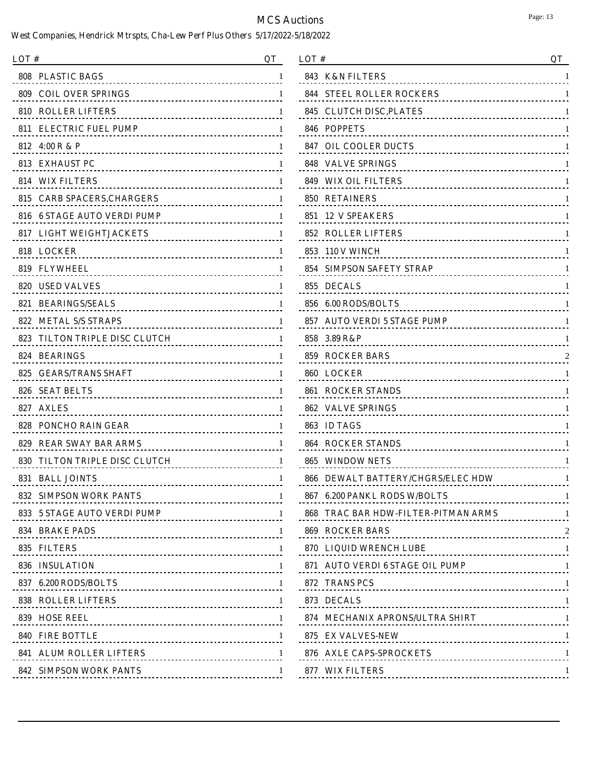# MCS Auctions

West Companies, Hendrick Mtrspts, Cha-Lew Perf Plus Others 5/17/2022-5/18/2022

| LOT # | | QT |
|---|---|---|
| 808 | PLASTIC BAGS | 1 |
| 809 | COIL OVER SPRINGS | 1 |
| 810 | ROLLER LIFTERS | 1 |
| 811 | ELECTRIC FUEL PUMP | 1 |
| 812 | 4:00 R & P | 1 |
| 813 | EXHAUST PC | 1 |
| 814 | WIX FILTERS | 1 |
| 815 | CARB SPACERS,CHARGERS | 1 |
| 816 | 6 STAGE AUTO VERDI PUMP | 1 |
| 817 | LIGHT WEIGHT JACKETS | 1 |
| 818 | LOCKER | 1 |
| 819 | FLYWHEEL | 1 |
| 820 | USED VALVES | 1 |
| 821 | BEARINGS/SEALS | 1 |
| 822 | METAL S/S STRAPS | 1 |
| 823 | TILTON TRIPLE DISC CLUTCH | 1 |
| 824 | BEARINGS | 1 |
| 825 | GEARS/TRANS SHAFT | 1 |
| 826 | SEAT BELTS | 1 |
| 827 | AXLES | 1 |
| 828 | PONCHO RAIN GEAR | 1 |
| 829 | REAR SWAY BAR ARMS | 1 |
| 830 | TILTON TRIPLE DISC CLUTCH | 1 |
| 831 | BALL JOINTS | 1 |
| 832 | SIMPSON WORK PANTS | 1 |
| 833 | 5 STAGE AUTO VERDI PUMP | 1 |
| 834 | BRAKE PADS | 1 |
| 835 | FILTERS | 1 |
| 836 | INSULATION | 1 |
| 837 | 6.200 RODS/BOLTS | 1 |
| 838 | ROLLER LIFTERS | 1 |
| 839 | HOSE REEL | 1 |
| 840 | FIRE BOTTLE | 1 |
| 841 | ALUM ROLLER LIFTERS | 1 |
| 842 | SIMPSON WORK PANTS | 1 |
| 843 | K&N FILTERS | 1 |
| 844 | STEEL ROLLER ROCKERS | 1 |
| 845 | CLUTCH DISC,PLATES | 1 |
| 846 | POPPETS | 1 |
| 847 | OIL COOLER DUCTS | 1 |
| 848 | VALVE SPRINGS | 1 |
| 849 | WIX OIL FILTERS | 1 |
| 850 | RETAINERS | 1 |
| 851 | 12 V SPEAKERS | 1 |
| 852 | ROLLER LIFTERS | 1 |
| 853 | 110 V WINCH | 1 |
| 854 | SIMPSON SAFETY STRAP | 1 |
| 855 | DECALS | 1 |
| 856 | 6.00 RODS/BOLTS | 1 |
| 857 | AUTO VERDI 5 STAGE PUMP | 1 |
| 858 | 3.89 R&P | 1 |
| 859 | ROCKER BARS | 2 |
| 860 | LOCKER | 1 |
| 861 | ROCKER STANDS | 1 |
| 862 | VALVE SPRINGS | 1 |
| 863 | ID TAGS | 1 |
| 864 | ROCKER STANDS | 1 |
| 865 | WINDOW NETS | 1 |
| 866 | DEWALT BATTERY/CHGRS/ELEC HDW | 1 |
| 867 | 6.200 PANKL RODS W/BOLTS | 1 |
| 868 | TRAC BAR HDW-FILTER-PITMAN ARMS | 1 |
| 869 | ROCKER BARS | 2 |
| 870 | LIQUID WRENCH LUBE | 1 |
| 871 | AUTO VERDI 6 STAGE OIL PUMP | 1 |
| 872 | TRANS PCS | 1 |
| 873 | DECALS | 1 |
| 874 | MECHANIX APRONS/ULTRA SHIRT | 1 |
| 875 | EX VALVES-NEW | 1 |
| 876 | AXLE CAPS-SPROCKETS | 1 |
| 877 | WIX FILTERS | 1 |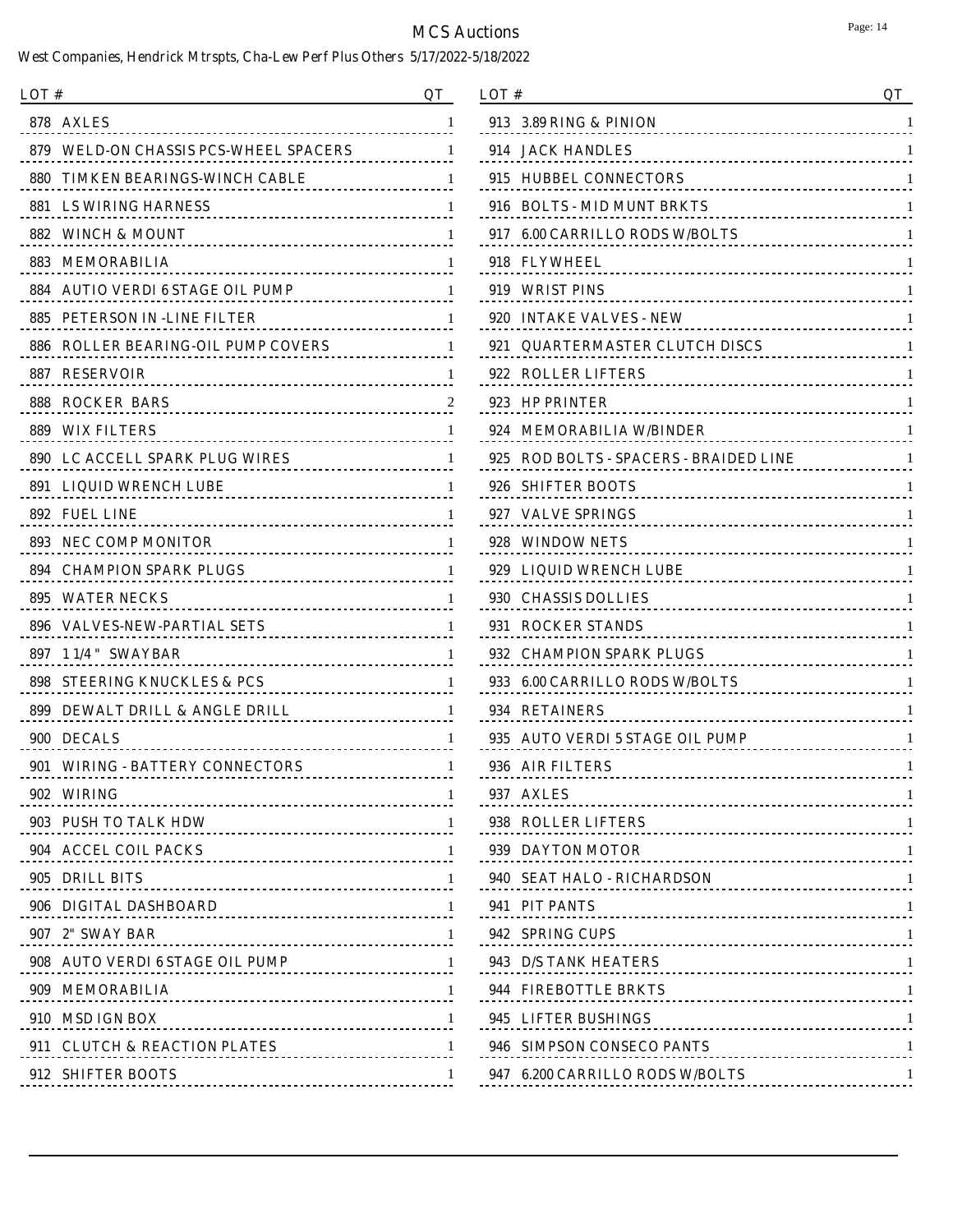# MCS Auctions

West Companies, Hendrick Mtrspts, Cha-Lew Perf Plus Others 5/17/2022-5/18/2022

| LOT # | | QT |
|---|---|---|
| 878 | AXLES | 1 |
| 879 | WELD-ON CHASSIS PCS-WHEEL SPACERS | 1 |
| 880 | TIMKEN BEARINGS-WINCH CABLE | 1 |
| 881 | LS WIRING HARNESS | 1 |
| 882 | WINCH & MOUNT | 1 |
| 883 | MEMORABILIA | 1 |
| 884 | AUTIO VERDI 6 STAGE OIL PUMP | 1 |
| 885 | PETERSON IN -LINE FILTER | 1 |
| 886 | ROLLER BEARING-OIL PUMP COVERS | 1 |
| 887 | RESERVOIR | 1 |
| 888 | ROCKER BARS | 2 |
| 889 | WIX FILTERS | 1 |
| 890 | LC ACCELL SPARK PLUG WIRES | 1 |
| 891 | LIQUID WRENCH LUBE | 1 |
| 892 | FUEL LINE | 1 |
| 893 | NEC COMP MONITOR | 1 |
| 894 | CHAMPION SPARK PLUGS | 1 |
| 895 | WATER NECKS | 1 |
| 896 | VALVES-NEW-PARTIAL SETS | 1 |
| 897 | 1 1/4 " SWAY BAR | 1 |
| 898 | STEERING KNUCKLES & PCS | 1 |
| 899 | DEWALT DRILL & ANGLE DRILL | 1 |
| 900 | DECALS | 1 |
| 901 | WIRING - BATTERY CONNECTORS | 1 |
| 902 | WIRING | 1 |
| 903 | PUSH TO TALK HDW | 1 |
| 904 | ACCEL COIL PACKS | 1 |
| 905 | DRILL BITS | 1 |
| 906 | DIGITAL DASHBOARD | 1 |
| 907 | 2" SWAY BAR | 1 |
| 908 | AUTO VERDI 6 STAGE OIL PUMP | 1 |
| 909 | MEMORABILIA | 1 |
| 910 | MSD IGN BOX | 1 |
| 911 | CLUTCH & REACTION PLATES | 1 |
| 912 | SHIFTER BOOTS | 1 |
| 913 | 3.89 RING & PINION | 1 |
| 914 | JACK HANDLES | 1 |
| 915 | HUBBEL CONNECTORS | 1 |
| 916 | BOLTS - MID MUNT BRKTS | 1 |
| 917 | 6.00 CARRILLO RODS W/BOLTS | 1 |
| 918 | FLYWHEEL | 1 |
| 919 | WRIST PINS | 1 |
| 920 | INTAKE VALVES - NEW | 1 |
| 921 | QUARTERMASTER CLUTCH DISCS | 1 |
| 922 | ROLLER LIFTERS | 1 |
| 923 | HP PRINTER | 1 |
| 924 | MEMORABILIA W/BINDER | 1 |
| 925 | ROD BOLTS - SPACERS - BRAIDED LINE | 1 |
| 926 | SHIFTER BOOTS | 1 |
| 927 | VALVE SPRINGS | 1 |
| 928 | WINDOW NETS | 1 |
| 929 | LIQUID WRENCH LUBE | 1 |
| 930 | CHASSIS DOLLIES | 1 |
| 931 | ROCKER STANDS | 1 |
| 932 | CHAMPION SPARK PLUGS | 1 |
| 933 | 6.00 CARRILLO RODS W/BOLTS | 1 |
| 934 | RETAINERS | 1 |
| 935 | AUTO VERDI 5 STAGE OIL PUMP | 1 |
| 936 | AIR FILTERS | 1 |
| 937 | AXLES | 1 |
| 938 | ROLLER LIFTERS | 1 |
| 939 | DAYTON MOTOR | 1 |
| 940 | SEAT HALO - RICHARDSON | 1 |
| 941 | PIT PANTS | 1 |
| 942 | SPRING CUPS | 1 |
| 943 | D/S TANK HEATERS | 1 |
| 944 | FIREBOTTLE BRKTS | 1 |
| 945 | LIFTER BUSHINGS | 1 |
| 946 | SIMPSON CONSECO PANTS | 1 |
| 947 | 6.200 CARRILLO RODS W/BOLTS | 1 |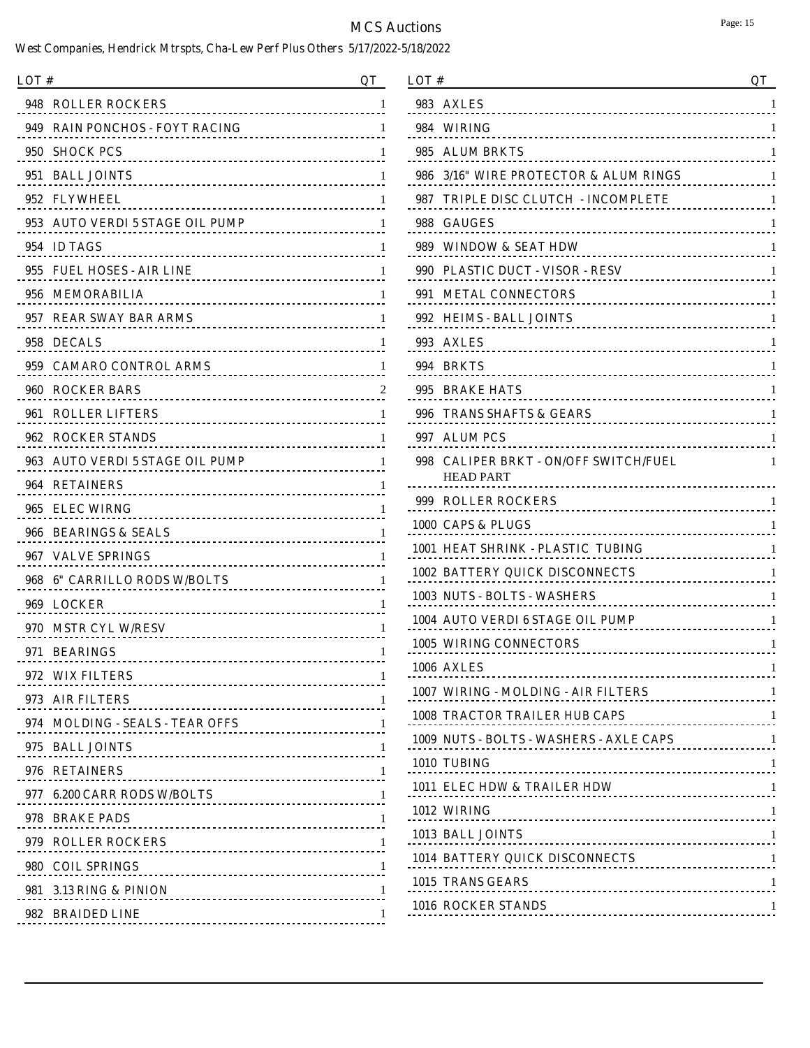| LOT # | | QT |
|---|---|---|
| 948 | ROLLER ROCKERS | 1 |
| 949 | RAIN PONCHOS - FOYT RACING | 1 |
| 950 | SHOCK PCS | 1 |
| 951 | BALL JOINTS | 1 |
| 952 | FLYWHEEL | 1 |
| 953 | AUTO VERDI 5 STAGE OIL PUMP | 1 |
| 954 | ID TAGS | 1 |
| 955 | FUEL HOSES - AIR LINE | 1 |
| 956 | MEMORABILIA | 1 |
| 957 | REAR SWAY BAR ARMS | 1 |
| 958 | DECALS | 1 |
| 959 | CAMARO CONTROL ARMS | 1 |
| 960 | ROCKER BARS | 2 |
| 961 | ROLLER LIFTERS | 1 |
| 962 | ROCKER STANDS | 1 |
| 963 | AUTO VERDI 5 STAGE OIL PUMP | 1 |
| 964 | RETAINERS | 1 |
| 965 | ELEC WIRNG | 1 |
| 966 | BEARINGS & SEALS | 1 |
| 967 | VALVE SPRINGS | 1 |
| 968 | 6" CARRILLO RODS W/BOLTS | 1 |
| 969 | LOCKER | 1 |
| 970 | MSTR CYL W/RESV | 1 |
| 971 | BEARINGS | 1 |
| 972 | WIX FILTERS | 1 |
| 973 | AIR FILTERS | 1 |
| 974 | MOLDING - SEALS - TEAR OFFS | 1 |
| 975 | BALL JOINTS | 1 |
| 976 | RETAINERS | 1 |
| 977 | 6.200 CARR RODS W/BOLTS | 1 |
| 978 | BRAKE PADS | 1 |
| 979 | ROLLER ROCKERS | 1 |
| 980 | COIL SPRINGS | 1 |
| 981 | 3.13 RING & PINION | 1 |
| 982 | BRAIDED LINE | 1 |
| 983 | AXLES | 1 |
| 984 | WIRING | 1 |
| 985 | ALUM BRKTS | 1 |
| 986 | 3/16" WIRE PROTECTOR & ALUM RINGS | 1 |
| 987 | TRIPLE DISC CLUTCH - INCOMPLETE | 1 |
| 988 | GAUGES | 1 |
| 989 | WINDOW & SEAT HDW | 1 |
| 990 | PLASTIC DUCT - VISOR - RESV | 1 |
| 991 | METAL CONNECTORS | 1 |
| 992 | HEIMS - BALL JOINTS | 1 |
| 993 | AXLES | 1 |
| 994 | BRKTS | 1 |
| 995 | BRAKE HATS | 1 |
| 996 | TRANS SHAFTS & GEARS | 1 |
| 997 | ALUM PCS | 1 |
| 998 | CALIPER BRKT - ON/OFF SWITCH/FUEL HEAD PART | 1 |
| 999 | ROLLER ROCKERS | 1 |
| 1000 | CAPS & PLUGS | 1 |
| 1001 | HEAT SHRINK - PLASTIC TUBING | 1 |
| 1002 | BATTERY QUICK DISCONNECTS | 1 |
| 1003 | NUTS - BOLTS - WASHERS | 1 |
| 1004 | AUTO VERDI 6 STAGE OIL PUMP | 1 |
| 1005 | WIRING CONNECTORS | 1 |
| 1006 | AXLES | 1 |
| 1007 | WIRING - MOLDING - AIR FILTERS | 1 |
| 1008 | TRACTOR TRAILER HUB CAPS | 1 |
| 1009 | NUTS - BOLTS - WASHERS - AXLE CAPS | 1 |
| 1010 | TUBING | 1 |
| 1011 | ELEC HDW & TRAILER HDW | 1 |
| 1012 | WIRING | 1 |
| 1013 | BALL JOINTS | 1 |
| 1014 | BATTERY QUICK DISCONNECTS | 1 |
| 1015 | TRANS GEARS | 1 |
| 1016 | ROCKER STANDS | 1 |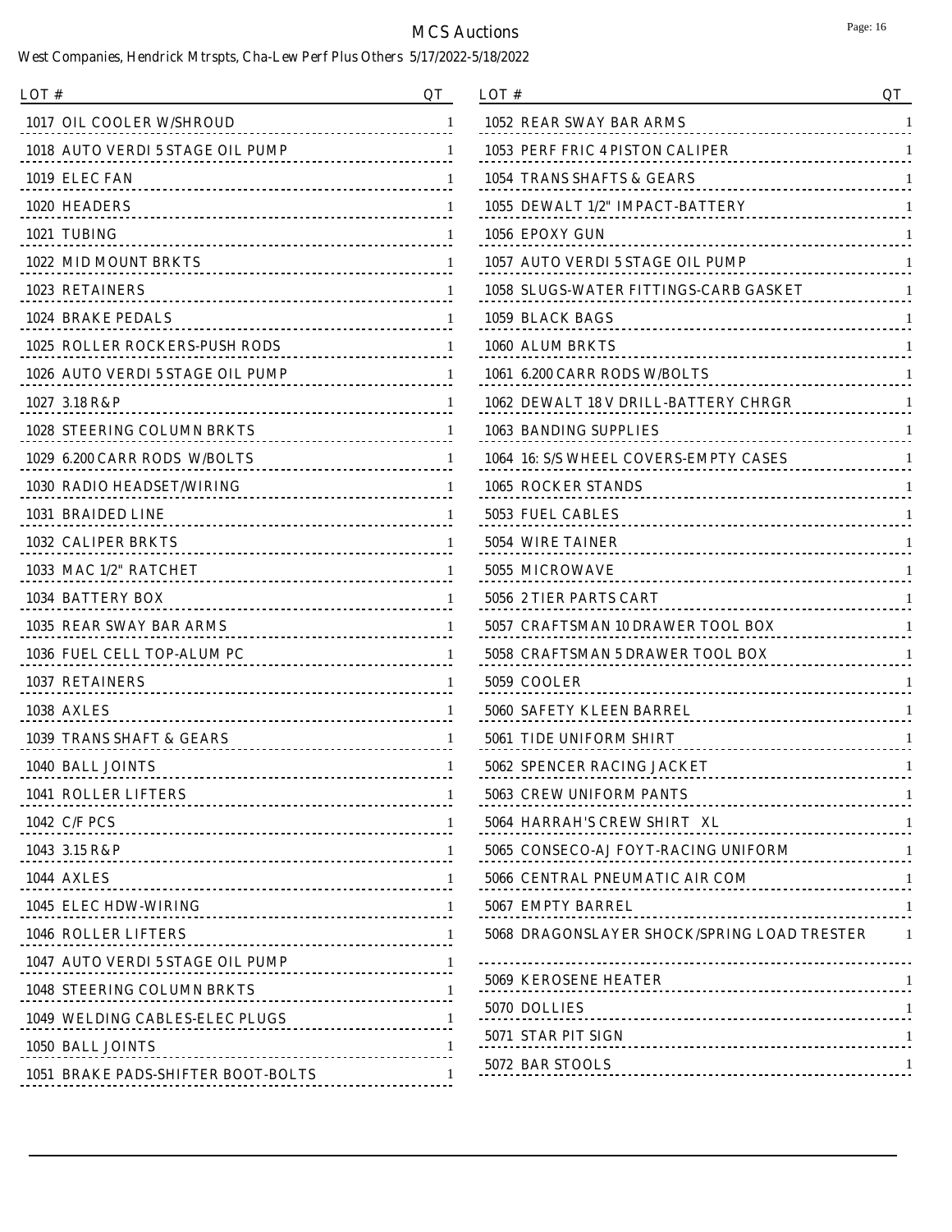# MCS Auctions

West Companies, Hendrick Mtrspts, Cha-Lew Perf Plus Others 5/17/2022-5/18/2022

| LOT # | QT |
|---|---|
| 1017 OIL COOLER W/SHROUD | 1 |
| 1018 AUTO VERDI 5 STAGE OIL PUMP | 1 |
| 1019 ELEC FAN | 1 |
| 1020 HEADERS | 1 |
| 1021 TUBING | 1 |
| 1022 MID MOUNT BRKTS | 1 |
| 1023 RETAINERS | 1 |
| 1024 BRAKE PEDALS | 1 |
| 1025 ROLLER ROCKERS-PUSH RODS | 1 |
| 1026 AUTO VERDI 5 STAGE OIL PUMP | 1 |
| 1027 3.18 R&P | 1 |
| 1028 STEERING COLUMN BRKTS | 1 |
| 1029 6.200 CARR RODS W/BOLTS | 1 |
| 1030 RADIO HEADSET/WIRING | 1 |
| 1031 BRAIDED LINE | 1 |
| 1032 CALIPER BRKTS | 1 |
| 1033 MAC 1/2" RATCHET | 1 |
| 1034 BATTERY BOX | 1 |
| 1035 REAR SWAY BAR ARMS | 1 |
| 1036 FUEL CELL TOP-ALUM PC | 1 |
| 1037 RETAINERS | 1 |
| 1038 AXLES | 1 |
| 1039 TRANS SHAFT & GEARS | 1 |
| 1040 BALL JOINTS | 1 |
| 1041 ROLLER LIFTERS | 1 |
| 1042 C/F PCS | 1 |
| 1043 3.15 R&P | 1 |
| 1044 AXLES | 1 |
| 1045 ELEC HDW-WIRING | 1 |
| 1046 ROLLER LIFTERS | 1 |
| 1047 AUTO VERDI 5 STAGE OIL PUMP | 1 |
| 1048 STEERING COLUMN BRKTS | 1 |
| 1049 WELDING CABLES-ELEC PLUGS | 1 |
| 1050 BALL JOINTS | 1 |
| 1051 BRAKE PADS-SHIFTER BOOT-BOLTS | 1 |
| 1052 REAR SWAY BAR ARMS | 1 |
| 1053 PERF FRIC 4 PISTON CALIPER | 1 |
| 1054 TRANS SHAFTS & GEARS | 1 |
| 1055 DEWALT 1/2" IMPACT-BATTERY | 1 |
| 1056 EPOXY GUN | 1 |
| 1057 AUTO VERDI 5 STAGE OIL PUMP | 1 |
| 1058 SLUGS-WATER FITTINGS-CARB GASKET | 1 |
| 1059 BLACK BAGS | 1 |
| 1060 ALUM BRKTS | 1 |
| 1061 6.200 CARR RODS W/BOLTS | 1 |
| 1062 DEWALT 18V DRILL-BATTERY CHRGR | 1 |
| 1063 BANDING SUPPLIES | 1 |
| 1064 16: S/S WHEEL COVERS-EMPTY CASES | 1 |
| 1065 ROCKER STANDS | 1 |
| 5053 FUEL CABLES | 1 |
| 5054 WIRE TAINER | 1 |
| 5055 MICROWAVE | 1 |
| 5056 2 TIER PARTS CART | 1 |
| 5057 CRAFTSMAN 10 DRAWER TOOL BOX | 1 |
| 5058 CRAFTSMAN 5 DRAWER TOOL BOX | 1 |
| 5059 COOLER | 1 |
| 5060 SAFETY KLEEN BARREL | 1 |
| 5061 TIDE UNIFORM SHIRT | 1 |
| 5062 SPENCER RACING JACKET | 1 |
| 5063 CREW UNIFORM PANTS | 1 |
| 5064 HARRAH'S CREW SHIRT XL | 1 |
| 5065 CONSECO-AJ FOYT-RACING UNIFORM | 1 |
| 5066 CENTRAL PNEUMATIC AIR COM | 1 |
| 5067 EMPTY BARREL | 1 |
| 5068 DRAGONSLAYER SHOCK/SPRING LOAD TRESTER | 1 |
| 5069 KEROSENE HEATER | 1 |
| 5070 DOLLIES | 1 |
| 5071 STAR PIT SIGN | 1 |
| 5072 BAR STOOLS | 1 |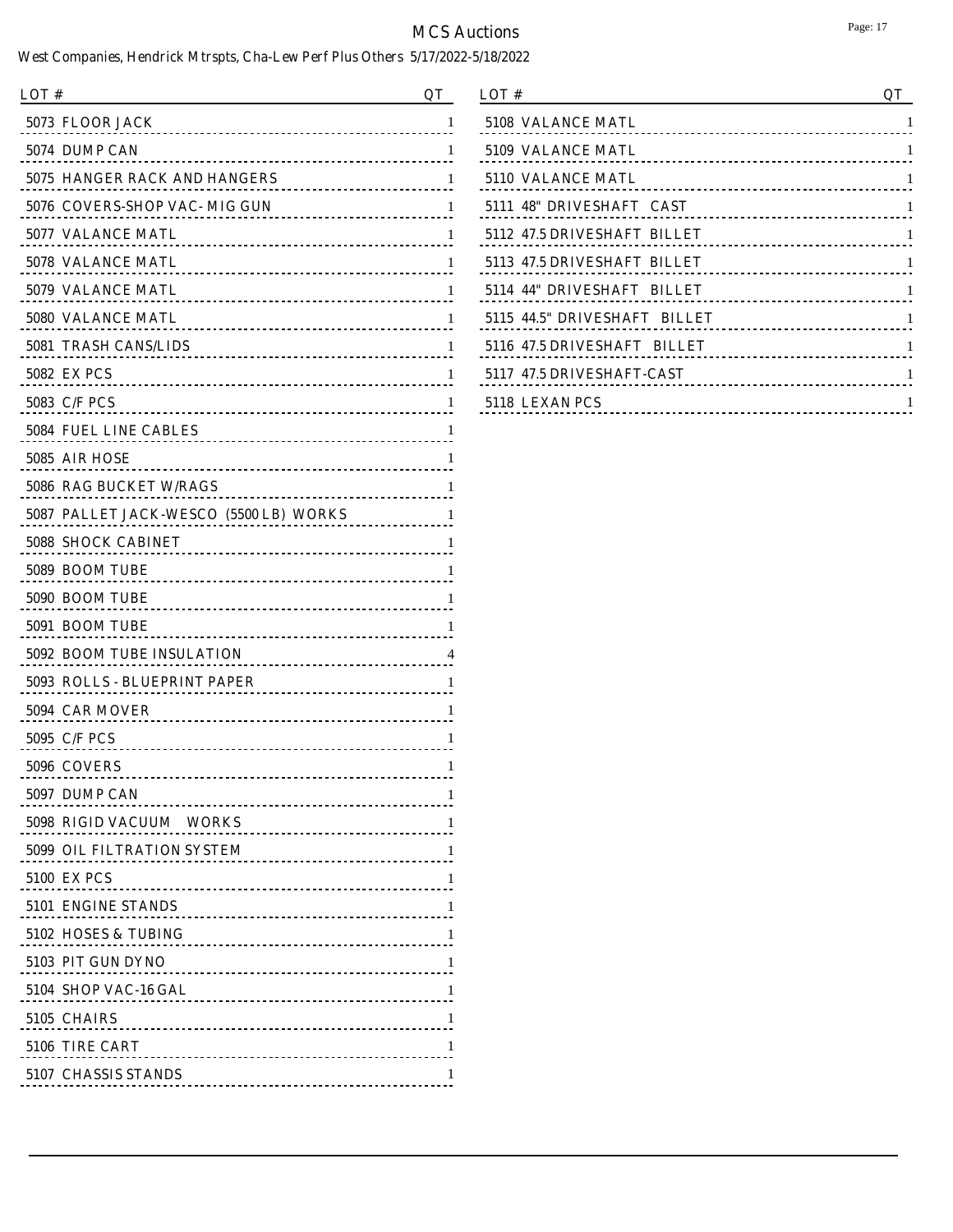# MCS Auctions

West Companies, Hendrick Mtrspts, Cha-Lew Perf Plus Others 5/17/2022-5/18/2022

| LOT # | QT |
|---|---|
| 5073 FLOOR JACK | 1 |
| 5074 DUMP CAN | 1 |
| 5075 HANGER RACK AND HANGERS | 1 |
| 5076 COVERS-SHOP VAC- MIG GUN | 1 |
| 5077 VALANCE MATL | 1 |
| 5078 VALANCE MATL | 1 |
| 5079 VALANCE MATL | 1 |
| 5080 VALANCE MATL | 1 |
| 5081 TRASH CANS/LIDS | 1 |
| 5082 EX PCS | 1 |
| 5083 C/F PCS | 1 |
| 5084 FUEL LINE CABLES | 1 |
| 5085 AIR HOSE | 1 |
| 5086 RAG BUCKET W/RAGS | 1 |
| 5087 PALLET JACK-WESCO (5500 LB) WORKS | 1 |
| 5088 SHOCK CABINET | 1 |
| 5089 BOOM TUBE | 1 |
| 5090 BOOM TUBE | 1 |
| 5091 BOOM TUBE | 1 |
| 5092 BOOM TUBE INSULATION | 4 |
| 5093 ROLLS - BLUEPRINT PAPER | 1 |
| 5094 CAR MOVER | 1 |
| 5095 C/F PCS | 1 |
| 5096 COVERS | 1 |
| 5097 DUMP CAN | 1 |
| 5098 RIGID VACUUM WORKS | 1 |
| 5099 OIL FILTRATION SYSTEM | 1 |
| 5100 EX PCS | 1 |
| 5101 ENGINE STANDS | 1 |
| 5102 HOSES & TUBING | 1 |
| 5103 PIT GUN DYNO | 1 |
| 5104 SHOP VAC-16 GAL | 1 |
| 5105 CHAIRS | 1 |
| 5106 TIRE CART | 1 |
| 5107 CHASSIS STANDS | 1 |
| 5108 VALANCE MATL | 1 |
| 5109 VALANCE MATL | 1 |
| 5110 VALANCE MATL | 1 |
| 5111 48" DRIVESHAFT CAST | 1 |
| 5112 47.5 DRIVESHAFT BILLET | 1 |
| 5113 47.5 DRIVESHAFT BILLET | 1 |
| 5114 44" DRIVESHAFT BILLET | 1 |
| 5115 44.5" DRIVESHAFT BILLET | 1 |
| 5116 47.5 DRIVESHAFT BILLET | 1 |
| 5117 47.5 DRIVESHAFT-CAST | 1 |
| 5118 LEXAN PCS | 1 |